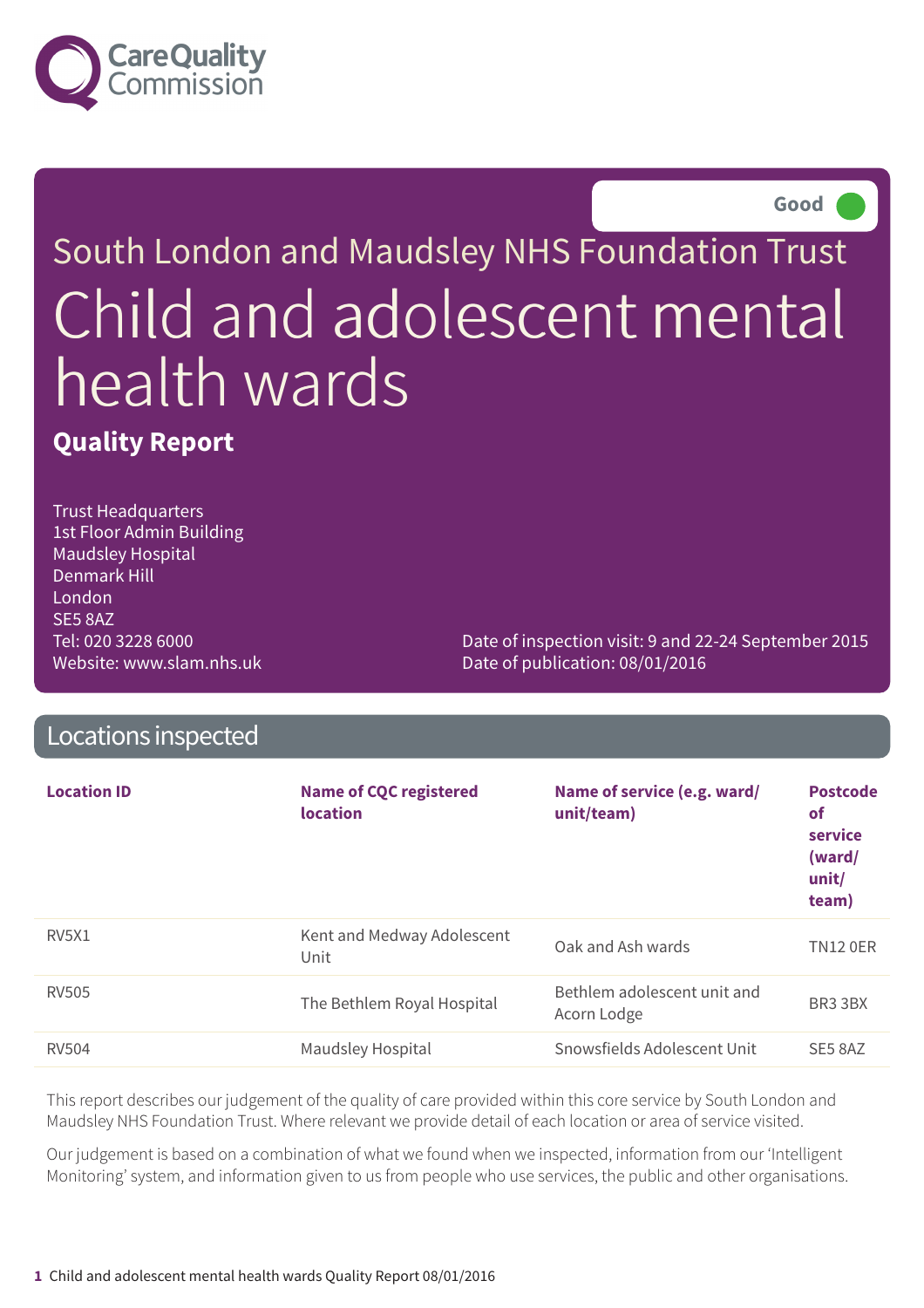Good

# South London and Maudsley NHS Foundation Trust

# Child and adolescent mental health wards

## Quality Report

Trust Headquarters
1st Floor Admin Building
Maudsley Hospital
Denmark Hill
London
SE5 8AZ
Tel: 020 3228 6000
Website: www.slam.nhs.uk

Date of inspection visit: 9 and 22-24 September 2015
Date of publication: 08/01/2016

## Locations inspected

| Location ID | Name of CQC registered location | Name of service (e.g. ward/unit/team) | Postcode of service (ward/unit/team) |
|---|---|---|---|
| RV5X1 | Kent and Medway Adolescent Unit | Oak and Ash wards | TN12 0ER |
| RV505 | The Bethlem Royal Hospital | Bethlem adolescent unit and Acorn Lodge | BR3 3BX |
| RV504 | Maudsley Hospital | Snowsfields Adolescent Unit | SE5 8AZ |

This report describes our judgement of the quality of care provided within this core service by South London and Maudsley NHS Foundation Trust. Where relevant we provide detail of each location or area of service visited.

Our judgement is based on a combination of what we found when we inspected, information from our 'Intelligent Monitoring' system, and information given to us from people who use services, the public and other organisations.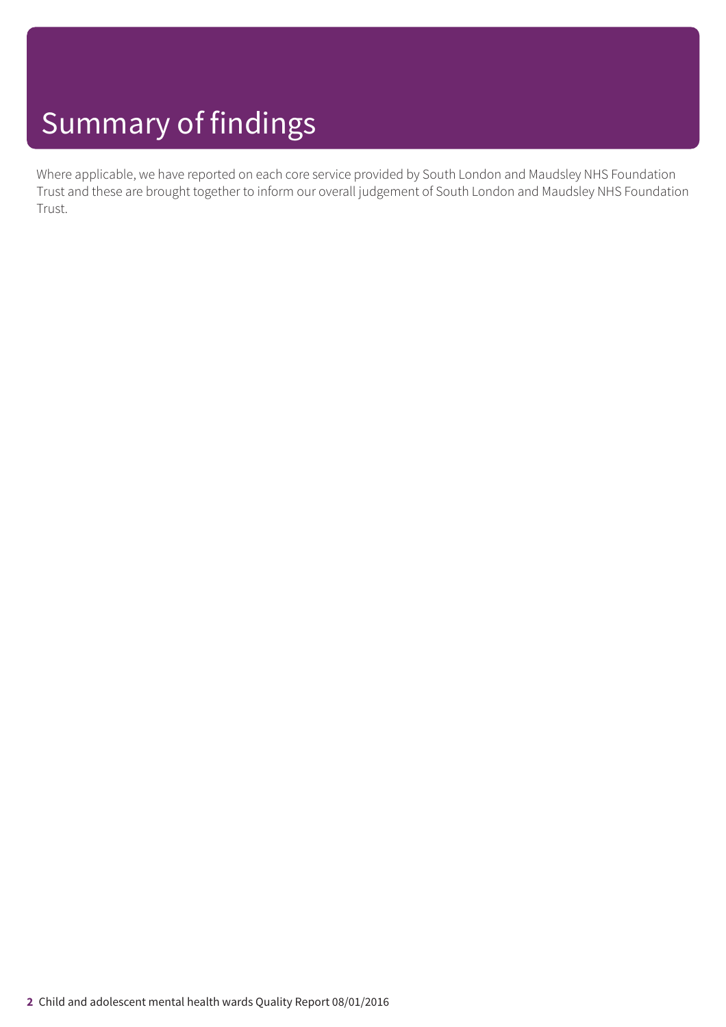# Summary of findings

Where applicable, we have reported on each core service provided by South London and Maudsley NHS Foundation Trust and these are brought together to inform our overall judgement of South London and Maudsley NHS Foundation Trust.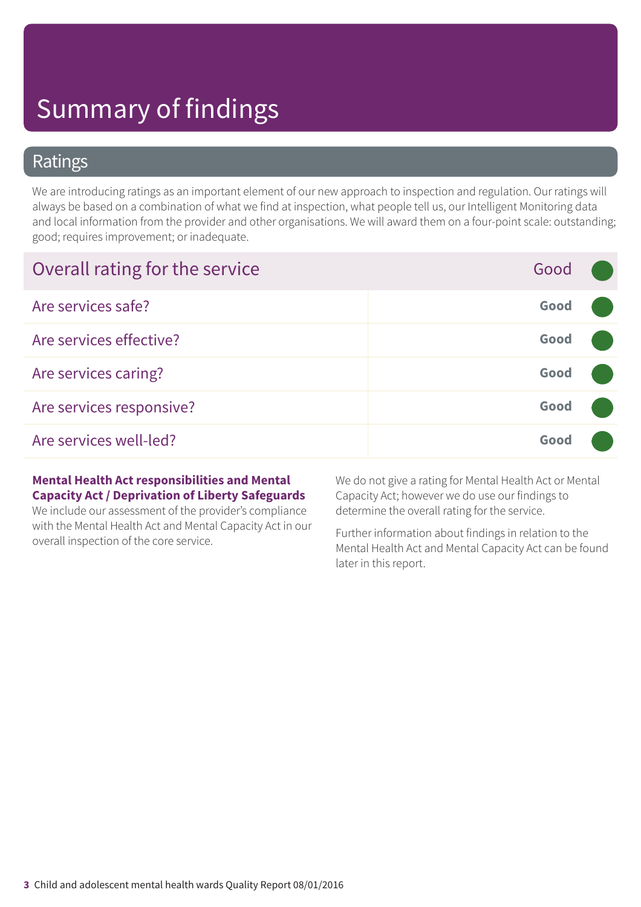# Summary of findings

## Ratings

We are introducing ratings as an important element of our new approach to inspection and regulation. Our ratings will always be based on a combination of what we find at inspection, what people tell us, our Intelligent Monitoring data and local information from the provider and other organisations. We will award them on a four-point scale: outstanding; good; requires improvement; or inadequate.

| Overall rating for the service | Good |
| --- | --- |
| Are services safe? | Good |
| Are services effective? | Good |
| Are services caring? | Good |
| Are services responsive? | Good |
| Are services well-led? | Good |

**Mental Health Act responsibilities and Mental Capacity Act / Deprivation of Liberty Safeguards**

We include our assessment of the provider's compliance with the Mental Health Act and Mental Capacity Act in our overall inspection of the core service.

We do not give a rating for Mental Health Act or Mental Capacity Act; however we do use our findings to determine the overall rating for the service.

Further information about findings in relation to the Mental Health Act and Mental Capacity Act can be found later in this report.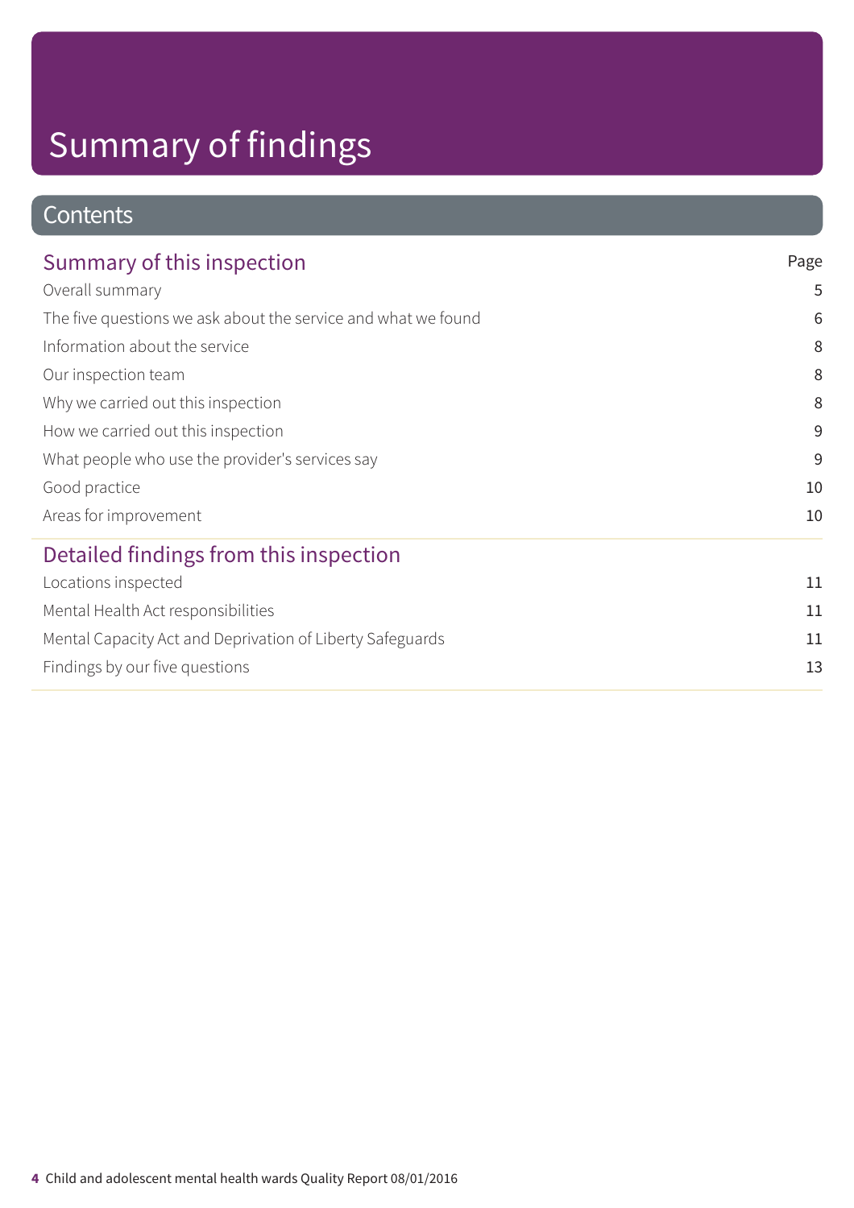# Summary of findings

## Contents

| Summary of this inspection | Page |
| --- | --- |
| Overall summary | 5 |
| The five questions we ask about the service and what we found | 6 |
| Information about the service | 8 |
| Our inspection team | 8 |
| Why we carried out this inspection | 8 |
| How we carried out this inspection | 9 |
| What people who use the provider's services say | 9 |
| Good practice | 10 |
| Areas for improvement | 10 |

| Detailed findings from this inspection | |
| --- | --- |
| Locations inspected | 11 |
| Mental Health Act responsibilities | 11 |
| Mental Capacity Act and Deprivation of Liberty Safeguards | 11 |
| Findings by our five questions | 13 |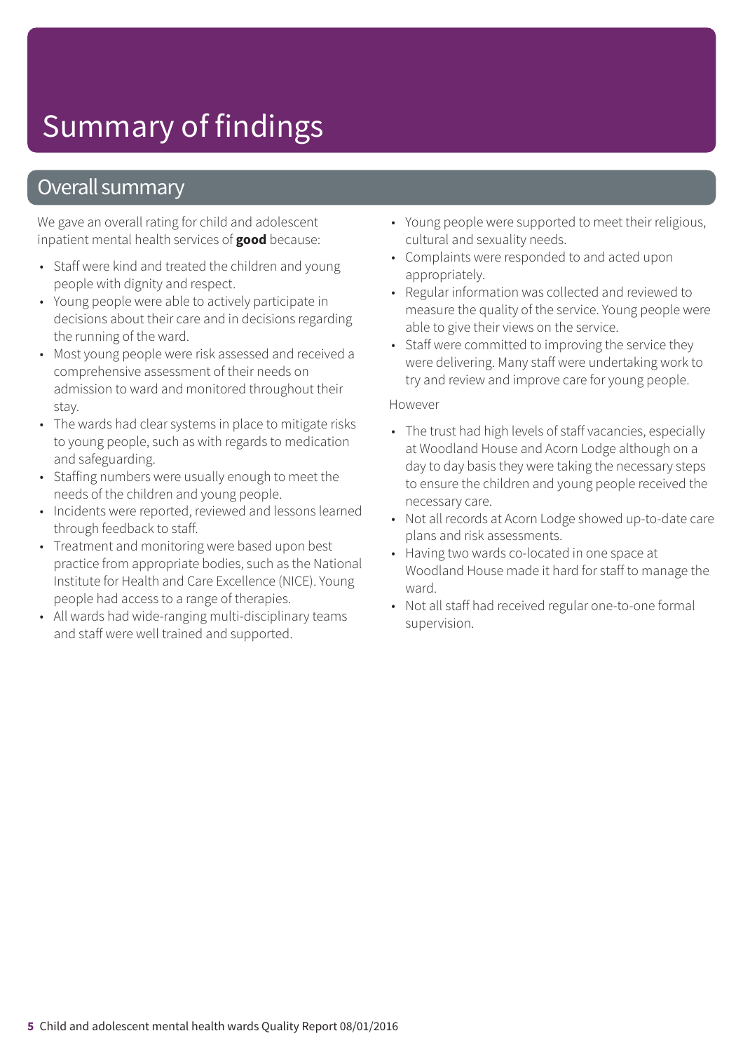# Summary of findings

## Overall summary

We gave an overall rating for child and adolescent inpatient mental health services of **good** because:

- Staff were kind and treated the children and young people with dignity and respect.
- Young people were able to actively participate in decisions about their care and in decisions regarding the running of the ward.
- Most young people were risk assessed and received a comprehensive assessment of their needs on admission to ward and monitored throughout their stay.
- The wards had clear systems in place to mitigate risks to young people, such as with regards to medication and safeguarding.
- Staffing numbers were usually enough to meet the needs of the children and young people.
- Incidents were reported, reviewed and lessons learned through feedback to staff.
- Treatment and monitoring were based upon best practice from appropriate bodies, such as the National Institute for Health and Care Excellence (NICE). Young people had access to a range of therapies.
- All wards had wide-ranging multi-disciplinary teams and staff were well trained and supported.
- Young people were supported to meet their religious, cultural and sexuality needs.
- Complaints were responded to and acted upon appropriately.
- Regular information was collected and reviewed to measure the quality of the service. Young people were able to give their views on the service.
- Staff were committed to improving the service they were delivering. Many staff were undertaking work to try and review and improve care for young people.

However

- The trust had high levels of staff vacancies, especially at Woodland House and Acorn Lodge although on a day to day basis they were taking the necessary steps to ensure the children and young people received the necessary care.
- Not all records at Acorn Lodge showed up-to-date care plans and risk assessments.
- Having two wards co-located in one space at Woodland House made it hard for staff to manage the ward.
- Not all staff had received regular one-to-one formal supervision.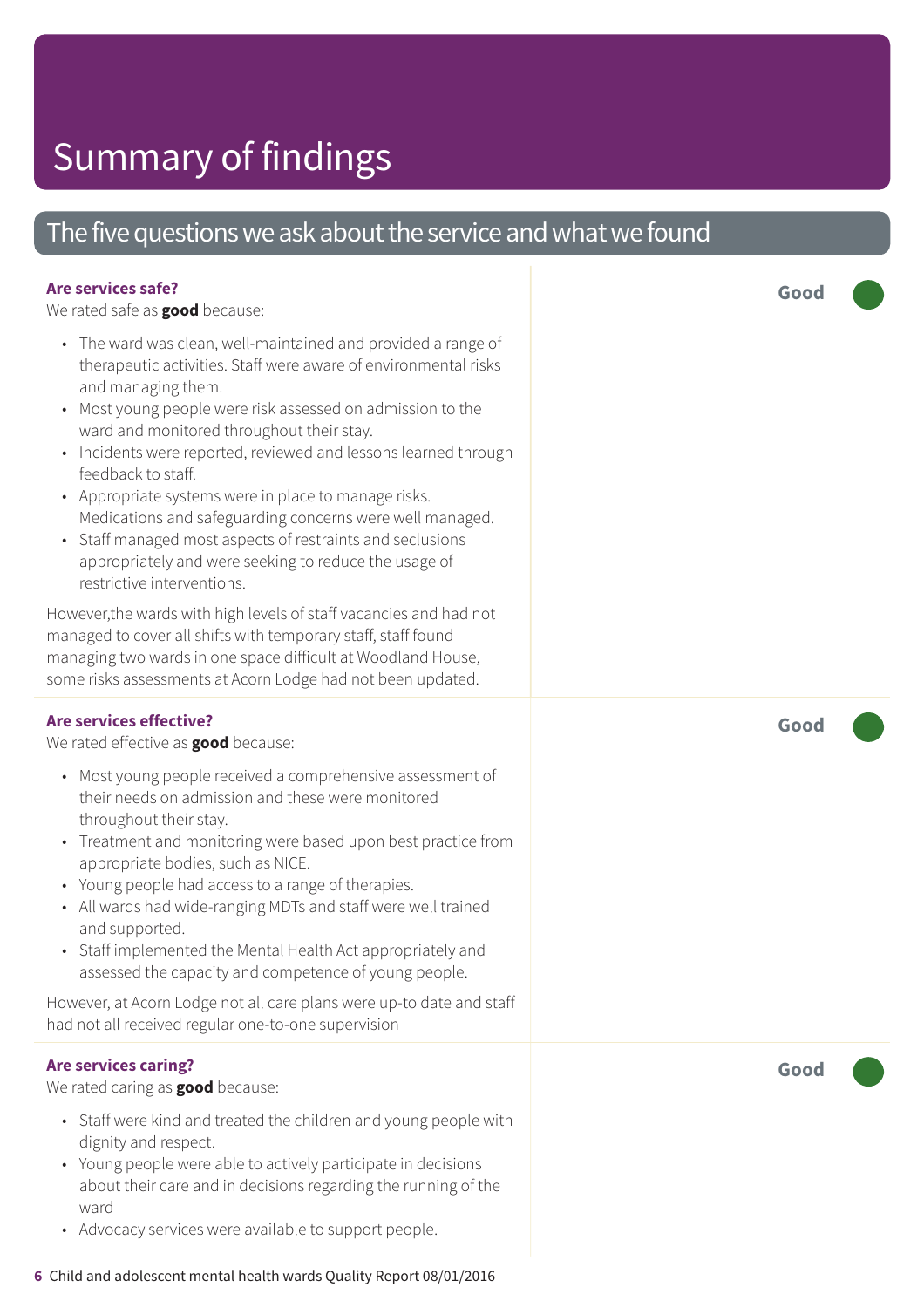# Summary of findings

## The five questions we ask about the service and what we found

### Are services safe?

**Good**

We rated safe as **good** because:

- The ward was clean, well-maintained and provided a range of therapeutic activities. Staff were aware of environmental risks and managing them.
- Most young people were risk assessed on admission to the ward and monitored throughout their stay.
- Incidents were reported, reviewed and lessons learned through feedback to staff.
- Appropriate systems were in place to manage risks. Medications and safeguarding concerns were well managed.
- Staff managed most aspects of restraints and seclusions appropriately and were seeking to reduce the usage of restrictive interventions.

However,the wards with high levels of staff vacancies and had not managed to cover all shifts with temporary staff, staff found managing two wards in one space difficult at Woodland House, some risks assessments at Acorn Lodge had not been updated.

### Are services effective?

**Good**

We rated effective as **good** because:

- Most young people received a comprehensive assessment of their needs on admission and these were monitored throughout their stay.
- Treatment and monitoring were based upon best practice from appropriate bodies, such as NICE.
- Young people had access to a range of therapies.
- All wards had wide-ranging MDTs and staff were well trained and supported.
- Staff implemented the Mental Health Act appropriately and assessed the capacity and competence of young people.

However, at Acorn Lodge not all care plans were up-to date and staff had not all received regular one-to-one supervision

### Are services caring?

**Good**

We rated caring as **good** because:

- Staff were kind and treated the children and young people with dignity and respect.
- Young people were able to actively participate in decisions about their care and in decisions regarding the running of the ward
- Advocacy services were available to support people.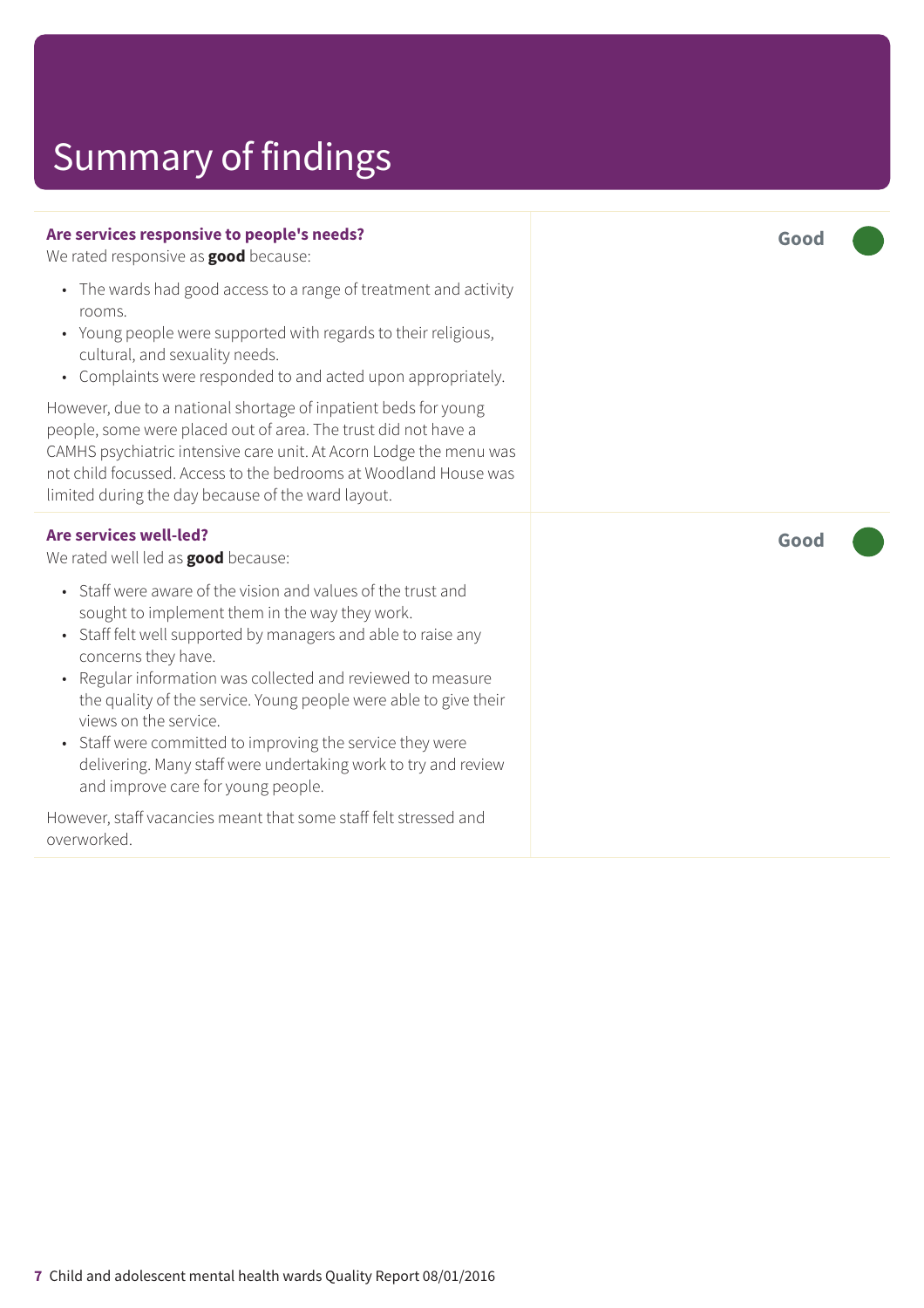# Summary of findings

### Are services responsive to people's needs?

**Good**

We rated responsive as **good** because:

- The wards had good access to a range of treatment and activity rooms.
- Young people were supported with regards to their religious, cultural, and sexuality needs.
- Complaints were responded to and acted upon appropriately.

However, due to a national shortage of inpatient beds for young people, some were placed out of area. The trust did not have a CAMHS psychiatric intensive care unit. At Acorn Lodge the menu was not child focussed. Access to the bedrooms at Woodland House was limited during the day because of the ward layout.

### Are services well-led?

**Good**

We rated well led as **good** because:

- Staff were aware of the vision and values of the trust and sought to implement them in the way they work.
- Staff felt well supported by managers and able to raise any concerns they have.
- Regular information was collected and reviewed to measure the quality of the service. Young people were able to give their views on the service.
- Staff were committed to improving the service they were delivering. Many staff were undertaking work to try and review and improve care for young people.

However, staff vacancies meant that some staff felt stressed and overworked.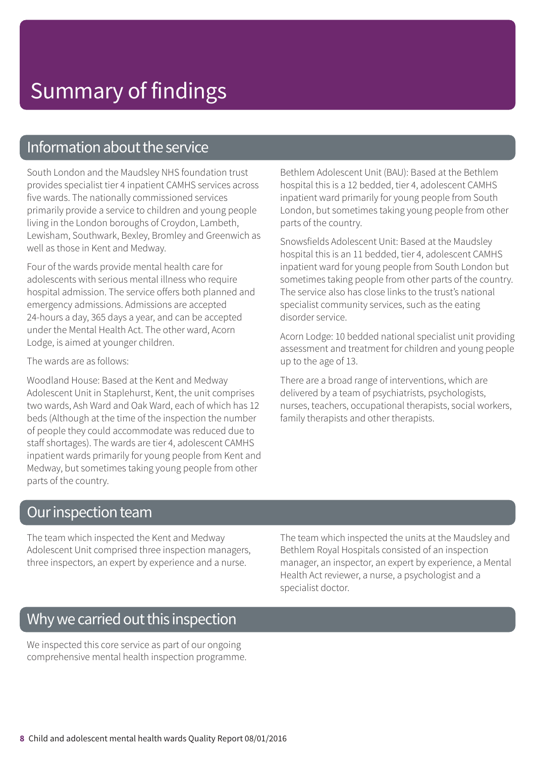# Summary of findings

## Information about the service

South London and the Maudsley NHS foundation trust provides specialist tier 4 inpatient CAMHS services across five wards. The nationally commissioned services primarily provide a service to children and young people living in the London boroughs of Croydon, Lambeth, Lewisham, Southwark, Bexley, Bromley and Greenwich as well as those in Kent and Medway.

Four of the wards provide mental health care for adolescents with serious mental illness who require hospital admission. The service offers both planned and emergency admissions. Admissions are accepted 24-hours a day, 365 days a year, and can be accepted under the Mental Health Act. The other ward, Acorn Lodge, is aimed at younger children.

The wards are as follows:

Woodland House: Based at the Kent and Medway Adolescent Unit in Staplehurst, Kent, the unit comprises two wards, Ash Ward and Oak Ward, each of which has 12 beds (Although at the time of the inspection the number of people they could accommodate was reduced due to staff shortages). The wards are tier 4, adolescent CAMHS inpatient wards primarily for young people from Kent and Medway, but sometimes taking young people from other parts of the country.

Bethlem Adolescent Unit (BAU): Based at the Bethlem hospital this is a 12 bedded, tier 4, adolescent CAMHS inpatient ward primarily for young people from South London, but sometimes taking young people from other parts of the country.

Snowsfields Adolescent Unit: Based at the Maudsley hospital this is an 11 bedded, tier 4, adolescent CAMHS inpatient ward for young people from South London but sometimes taking people from other parts of the country. The service also has close links to the trust's national specialist community services, such as the eating disorder service.

Acorn Lodge: 10 bedded national specialist unit providing assessment and treatment for children and young people up to the age of 13.

There are a broad range of interventions, which are delivered by a team of psychiatrists, psychologists, nurses, teachers, occupational therapists, social workers, family therapists and other therapists.

## Our inspection team

The team which inspected the Kent and Medway Adolescent Unit comprised three inspection managers, three inspectors, an expert by experience and a nurse.

The team which inspected the units at the Maudsley and Bethlem Royal Hospitals consisted of an inspection manager, an inspector, an expert by experience, a Mental Health Act reviewer, a nurse, a psychologist and a specialist doctor.

## Why we carried out this inspection

We inspected this core service as part of our ongoing comprehensive mental health inspection programme.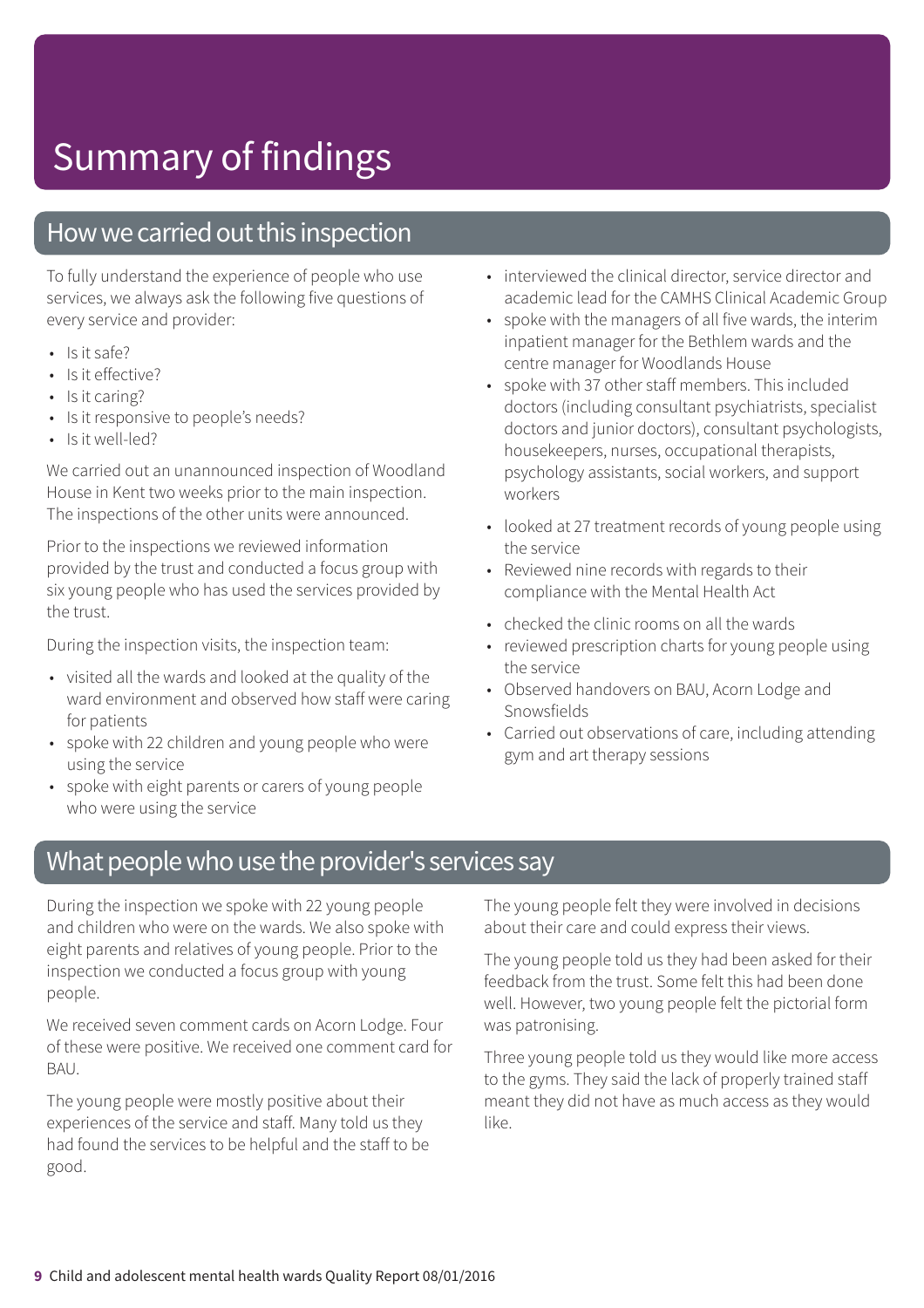# Summary of findings

## How we carried out this inspection

To fully understand the experience of people who use services, we always ask the following five questions of every service and provider:

- Is it safe?
- Is it effective?
- Is it caring?
- Is it responsive to people's needs?
- Is it well-led?

We carried out an unannounced inspection of Woodland House in Kent two weeks prior to the main inspection. The inspections of the other units were announced.

Prior to the inspections we reviewed information provided by the trust and conducted a focus group with six young people who has used the services provided by the trust.

During the inspection visits, the inspection team:

- visited all the wards and looked at the quality of the ward environment and observed how staff were caring for patients
- spoke with 22 children and young people who were using the service
- spoke with eight parents or carers of young people who were using the service
- interviewed the clinical director, service director and academic lead for the CAMHS Clinical Academic Group
- spoke with the managers of all five wards, the interim inpatient manager for the Bethlem wards and the centre manager for Woodlands House
- spoke with 37 other staff members. This included doctors (including consultant psychiatrists, specialist doctors and junior doctors), consultant psychologists, housekeepers, nurses, occupational therapists, psychology assistants, social workers, and support workers
- looked at 27 treatment records of young people using the service
- Reviewed nine records with regards to their compliance with the Mental Health Act
- checked the clinic rooms on all the wards
- reviewed prescription charts for young people using the service
- Observed handovers on BAU, Acorn Lodge and Snowsfields
- Carried out observations of care, including attending gym and art therapy sessions

## What people who use the provider's services say

During the inspection we spoke with 22 young people and children who were on the wards. We also spoke with eight parents and relatives of young people. Prior to the inspection we conducted a focus group with young people.

We received seven comment cards on Acorn Lodge. Four of these were positive. We received one comment card for BAU.

The young people were mostly positive about their experiences of the service and staff. Many told us they had found the services to be helpful and the staff to be good.

The young people felt they were involved in decisions about their care and could express their views.

The young people told us they had been asked for their feedback from the trust. Some felt this had been done well. However, two young people felt the pictorial form was patronising.

Three young people told us they would like more access to the gyms. They said the lack of properly trained staff meant they did not have as much access as they would like.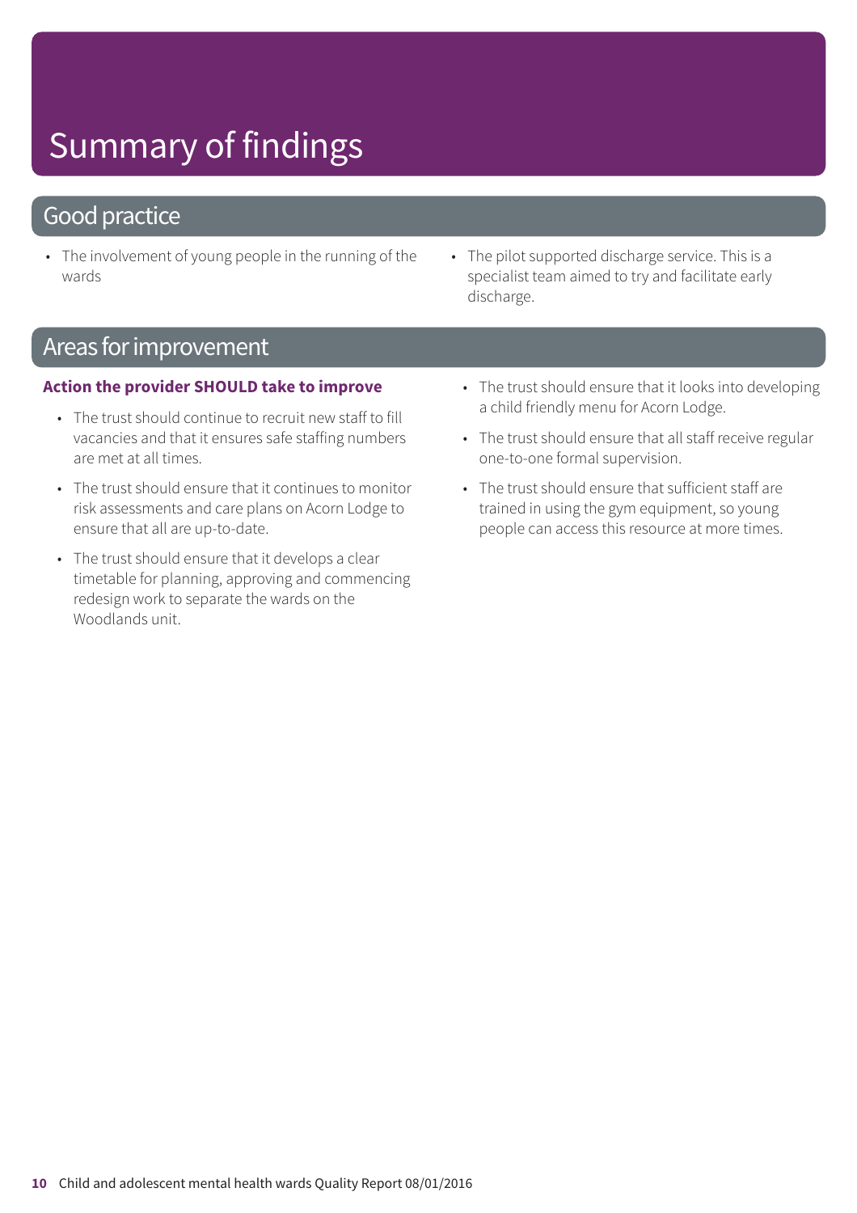# Summary of findings

## Good practice

- The involvement of young people in the running of the wards
- The pilot supported discharge service. This is a specialist team aimed to try and facilitate early discharge.

## Areas for improvement

**Action the provider SHOULD take to improve**

- The trust should continue to recruit new staff to fill vacancies and that it ensures safe staffing numbers are met at all times.
- The trust should ensure that it continues to monitor risk assessments and care plans on Acorn Lodge to ensure that all are up-to-date.
- The trust should ensure that it develops a clear timetable for planning, approving and commencing redesign work to separate the wards on the Woodlands unit.
- The trust should ensure that it looks into developing a child friendly menu for Acorn Lodge.
- The trust should ensure that all staff receive regular one-to-one formal supervision.
- The trust should ensure that sufficient staff are trained in using the gym equipment, so young people can access this resource at more times.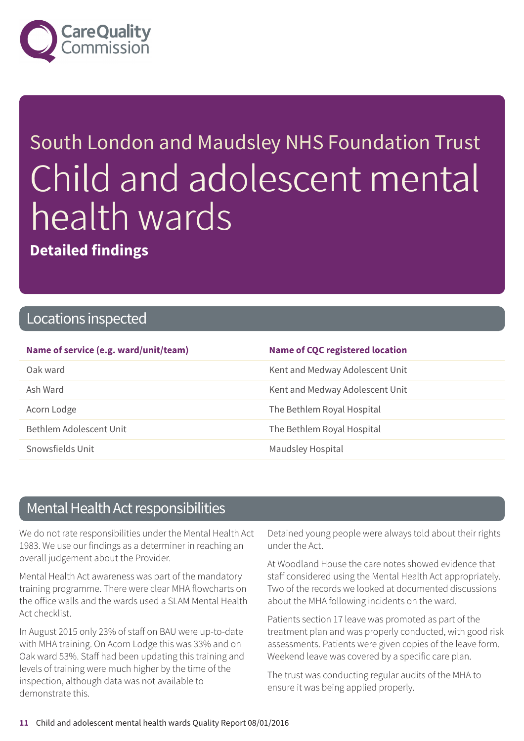# South London and Maudsley NHS Foundation Trust

# Child and adolescent mental health wards

**Detailed findings**

## Locations inspected

| Name of service (e.g. ward/unit/team) | Name of CQC registered location |
|---|---|
| Oak ward | Kent and Medway Adolescent Unit |
| Ash Ward | Kent and Medway Adolescent Unit |
| Acorn Lodge | The Bethlem Royal Hospital |
| Bethlem Adolescent Unit | The Bethlem Royal Hospital |
| Snowsfields Unit | Maudsley Hospital |

## Mental Health Act responsibilities

We do not rate responsibilities under the Mental Health Act 1983. We use our findings as a determiner in reaching an overall judgement about the Provider.

Mental Health Act awareness was part of the mandatory training programme. There were clear MHA flowcharts on the office walls and the wards used a SLAM Mental Health Act checklist.

In August 2015 only 23% of staff on BAU were up-to-date with MHA training. On Acorn Lodge this was 33% and on Oak ward 53%. Staff had been updating this training and levels of training were much higher by the time of the inspection, although data was not available to demonstrate this.

Detained young people were always told about their rights under the Act.

At Woodland House the care notes showed evidence that staff considered using the Mental Health Act appropriately. Two of the records we looked at documented discussions about the MHA following incidents on the ward.

Patients section 17 leave was promoted as part of the treatment plan and was properly conducted, with good risk assessments. Patients were given copies of the leave form. Weekend leave was covered by a specific care plan.

The trust was conducting regular audits of the MHA to ensure it was being applied properly.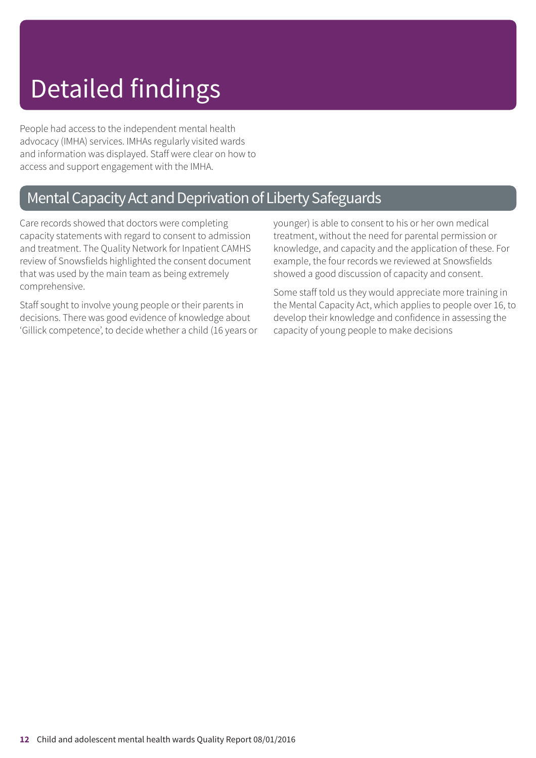# Detailed findings

People had access to the independent mental health advocacy (IMHA) services. IMHAs regularly visited wards and information was displayed. Staff were clear on how to access and support engagement with the IMHA.

## Mental Capacity Act and Deprivation of Liberty Safeguards

Care records showed that doctors were completing capacity statements with regard to consent to admission and treatment. The Quality Network for Inpatient CAMHS review of Snowsfields highlighted the consent document that was used by the main team as being extremely comprehensive.

Staff sought to involve young people or their parents in decisions. There was good evidence of knowledge about 'Gillick competence', to decide whether a child (16 years or younger) is able to consent to his or her own medical treatment, without the need for parental permission or knowledge, and capacity and the application of these. For example, the four records we reviewed at Snowsfields showed a good discussion of capacity and consent.

Some staff told us they would appreciate more training in the Mental Capacity Act, which applies to people over 16, to develop their knowledge and confidence in assessing the capacity of young people to make decisions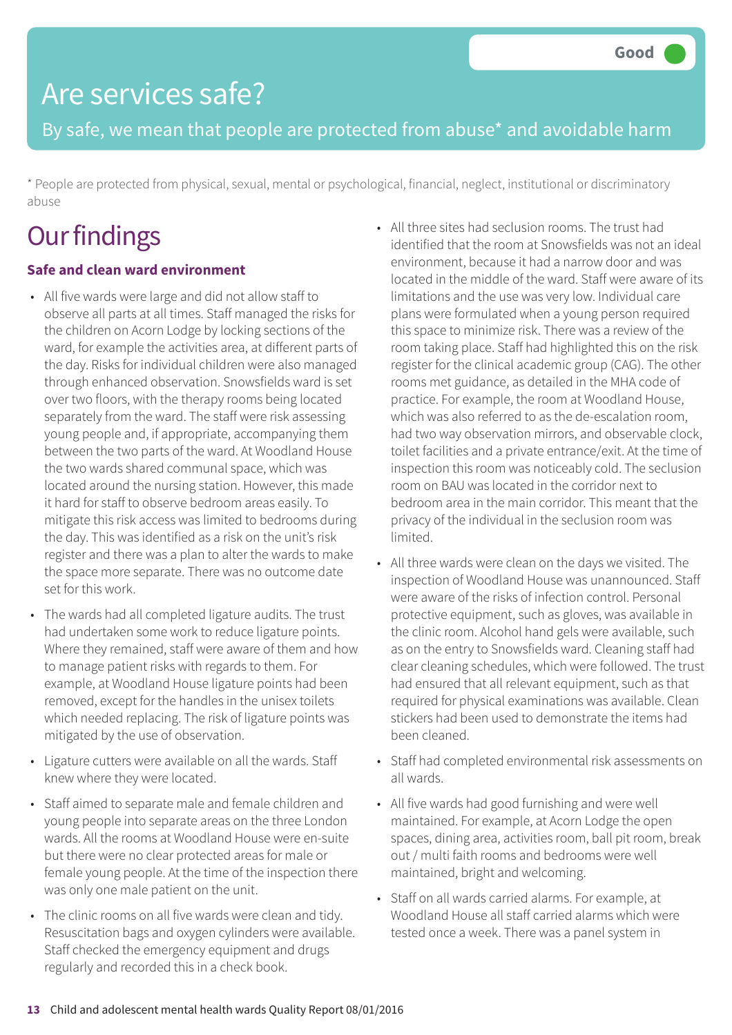Good

# Are services safe?

By safe, we mean that people are protected from abuse* and avoidable harm

* People are protected from physical, sexual, mental or psychological, financial, neglect, institutional or discriminatory abuse

## Our findings

### Safe and clean ward environment

- All five wards were large and did not allow staff to observe all parts at all times. Staff managed the risks for the children on Acorn Lodge by locking sections of the ward, for example the activities area, at different parts of the day. Risks for individual children were also managed through enhanced observation. Snowsfields ward is set over two floors, with the therapy rooms being located separately from the ward. The staff were risk assessing young people and, if appropriate, accompanying them between the two parts of the ward. At Woodland House the two wards shared communal space, which was located around the nursing station. However, this made it hard for staff to observe bedroom areas easily. To mitigate this risk access was limited to bedrooms during the day. This was identified as a risk on the unit's risk register and there was a plan to alter the wards to make the space more separate. There was no outcome date set for this work.
- The wards had all completed ligature audits. The trust had undertaken some work to reduce ligature points. Where they remained, staff were aware of them and how to manage patient risks with regards to them. For example, at Woodland House ligature points had been removed, except for the handles in the unisex toilets which needed replacing. The risk of ligature points was mitigated by the use of observation.
- Ligature cutters were available on all the wards. Staff knew where they were located.
- Staff aimed to separate male and female children and young people into separate areas on the three London wards. All the rooms at Woodland House were en-suite but there were no clear protected areas for male or female young people. At the time of the inspection there was only one male patient on the unit.
- The clinic rooms on all five wards were clean and tidy. Resuscitation bags and oxygen cylinders were available. Staff checked the emergency equipment and drugs regularly and recorded this in a check book.
- All three sites had seclusion rooms. The trust had identified that the room at Snowsfields was not an ideal environment, because it had a narrow door and was located in the middle of the ward. Staff were aware of its limitations and the use was very low. Individual care plans were formulated when a young person required this space to minimize risk. There was a review of the room taking place. Staff had highlighted this on the risk register for the clinical academic group (CAG). The other rooms met guidance, as detailed in the MHA code of practice. For example, the room at Woodland House, which was also referred to as the de-escalation room, had two way observation mirrors, and observable clock, toilet facilities and a private entrance/exit. At the time of inspection this room was noticeably cold. The seclusion room on BAU was located in the corridor next to bedroom area in the main corridor. This meant that the privacy of the individual in the seclusion room was limited.
- All three wards were clean on the days we visited. The inspection of Woodland House was unannounced. Staff were aware of the risks of infection control. Personal protective equipment, such as gloves, was available in the clinic room. Alcohol hand gels were available, such as on the entry to Snowsfields ward. Cleaning staff had clear cleaning schedules, which were followed. The trust had ensured that all relevant equipment, such as that required for physical examinations was available. Clean stickers had been used to demonstrate the items had been cleaned.
- Staff had completed environmental risk assessments on all wards.
- All five wards had good furnishing and were well maintained. For example, at Acorn Lodge the open spaces, dining area, activities room, ball pit room, break out / multi faith rooms and bedrooms were well maintained, bright and welcoming.
- Staff on all wards carried alarms. For example, at Woodland House all staff carried alarms which were tested once a week. There was a panel system in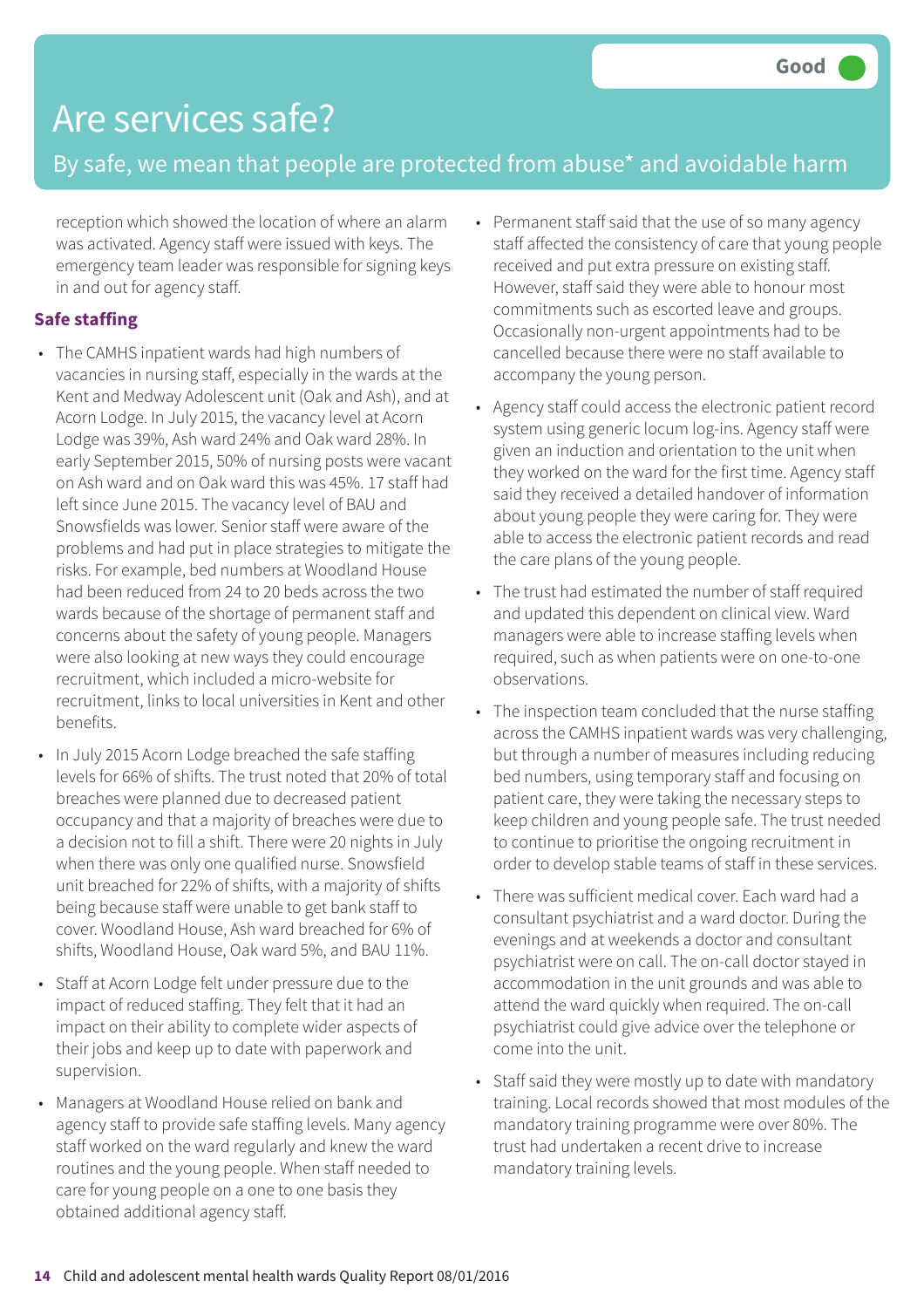# Are services safe?

Good

By safe, we mean that people are protected from abuse* and avoidable harm

reception which showed the location of where an alarm was activated. Agency staff were issued with keys. The emergency team leader was responsible for signing keys in and out for agency staff.

**Safe staffing**

- The CAMHS inpatient wards had high numbers of vacancies in nursing staff, especially in the wards at the Kent and Medway Adolescent unit (Oak and Ash), and at Acorn Lodge. In July 2015, the vacancy level at Acorn Lodge was 39%, Ash ward 24% and Oak ward 28%. In early September 2015, 50% of nursing posts were vacant on Ash ward and on Oak ward this was 45%. 17 staff had left since June 2015. The vacancy level of BAU and Snowsfields was lower. Senior staff were aware of the problems and had put in place strategies to mitigate the risks. For example, bed numbers at Woodland House had been reduced from 24 to 20 beds across the two wards because of the shortage of permanent staff and concerns about the safety of young people. Managers were also looking at new ways they could encourage recruitment, which included a micro-website for recruitment, links to local universities in Kent and other benefits.
- In July 2015 Acorn Lodge breached the safe staffing levels for 66% of shifts. The trust noted that 20% of total breaches were planned due to decreased patient occupancy and that a majority of breaches were due to a decision not to fill a shift. There were 20 nights in July when there was only one qualified nurse. Snowsfield unit breached for 22% of shifts, with a majority of shifts being because staff were unable to get bank staff to cover. Woodland House, Ash ward breached for 6% of shifts, Woodland House, Oak ward 5%, and BAU 11%.
- Staff at Acorn Lodge felt under pressure due to the impact of reduced staffing. They felt that it had an impact on their ability to complete wider aspects of their jobs and keep up to date with paperwork and supervision.
- Managers at Woodland House relied on bank and agency staff to provide safe staffing levels. Many agency staff worked on the ward regularly and knew the ward routines and the young people. When staff needed to care for young people on a one to one basis they obtained additional agency staff.
- Permanent staff said that the use of so many agency staff affected the consistency of care that young people received and put extra pressure on existing staff. However, staff said they were able to honour most commitments such as escorted leave and groups. Occasionally non-urgent appointments had to be cancelled because there were no staff available to accompany the young person.
- Agency staff could access the electronic patient record system using generic locum log-ins. Agency staff were given an induction and orientation to the unit when they worked on the ward for the first time. Agency staff said they received a detailed handover of information about young people they were caring for. They were able to access the electronic patient records and read the care plans of the young people.
- The trust had estimated the number of staff required and updated this dependent on clinical view. Ward managers were able to increase staffing levels when required, such as when patients were on one-to-one observations.
- The inspection team concluded that the nurse staffing across the CAMHS inpatient wards was very challenging, but through a number of measures including reducing bed numbers, using temporary staff and focusing on patient care, they were taking the necessary steps to keep children and young people safe. The trust needed to continue to prioritise the ongoing recruitment in order to develop stable teams of staff in these services.
- There was sufficient medical cover. Each ward had a consultant psychiatrist and a ward doctor. During the evenings and at weekends a doctor and consultant psychiatrist were on call. The on-call doctor stayed in accommodation in the unit grounds and was able to attend the ward quickly when required. The on-call psychiatrist could give advice over the telephone or come into the unit.
- Staff said they were mostly up to date with mandatory training. Local records showed that most modules of the mandatory training programme were over 80%. The trust had undertaken a recent drive to increase mandatory training levels.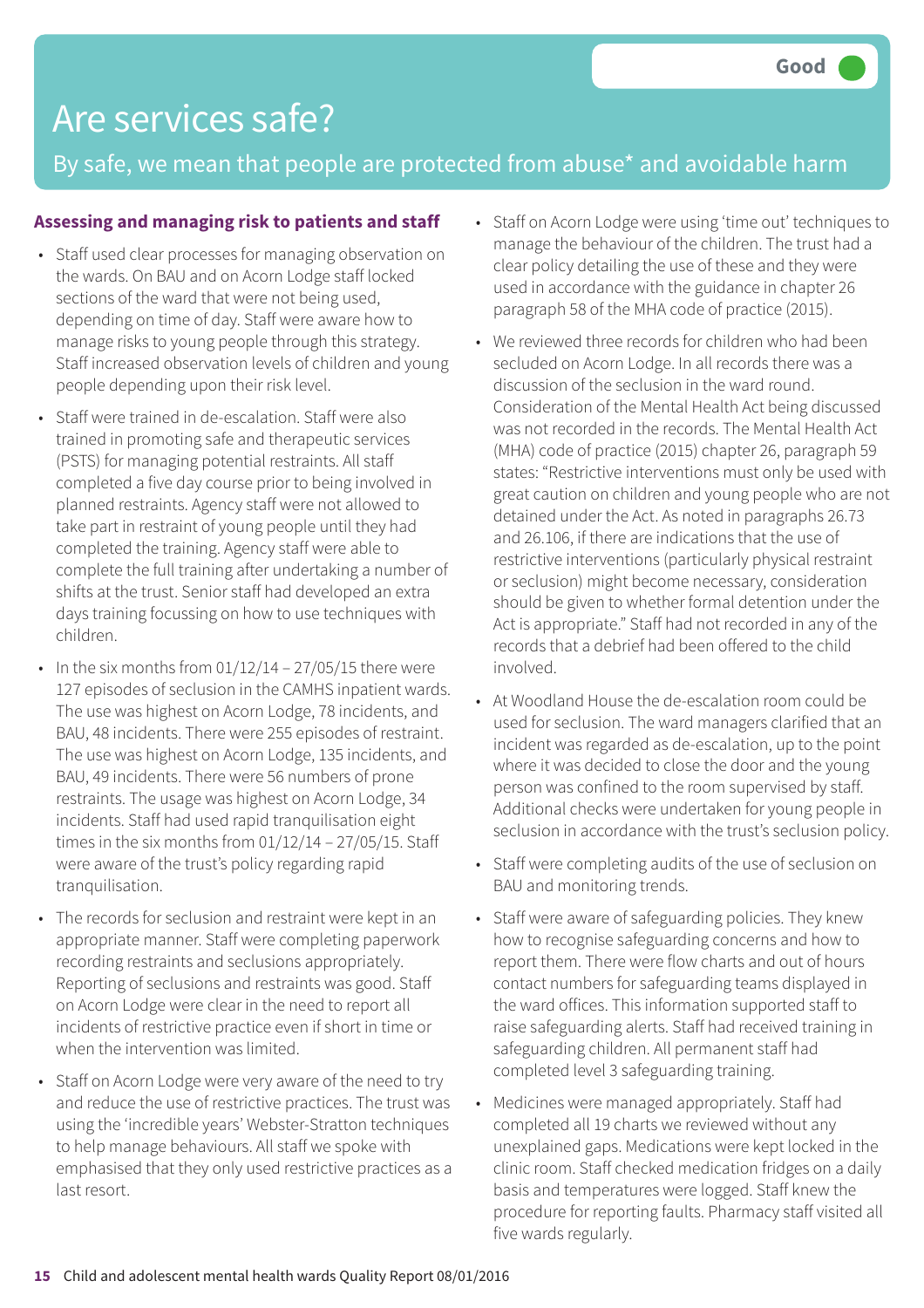Good

# Are services safe?

By safe, we mean that people are protected from abuse* and avoidable harm

### Assessing and managing risk to patients and staff

- Staff used clear processes for managing observation on the wards. On BAU and on Acorn Lodge staff locked sections of the ward that were not being used, depending on time of day. Staff were aware how to manage risks to young people through this strategy. Staff increased observation levels of children and young people depending upon their risk level.
- Staff were trained in de-escalation. Staff were also trained in promoting safe and therapeutic services (PSTS) for managing potential restraints. All staff completed a five day course prior to being involved in planned restraints. Agency staff were not allowed to take part in restraint of young people until they had completed the training. Agency staff were able to complete the full training after undertaking a number of shifts at the trust. Senior staff had developed an extra days training focussing on how to use techniques with children.
- In the six months from 01/12/14 – 27/05/15 there were 127 episodes of seclusion in the CAMHS inpatient wards. The use was highest on Acorn Lodge, 78 incidents, and BAU, 48 incidents. There were 255 episodes of restraint. The use was highest on Acorn Lodge, 135 incidents, and BAU, 49 incidents. There were 56 numbers of prone restraints. The usage was highest on Acorn Lodge, 34 incidents. Staff had used rapid tranquilisation eight times in the six months from 01/12/14 – 27/05/15. Staff were aware of the trust's policy regarding rapid tranquilisation.
- The records for seclusion and restraint were kept in an appropriate manner. Staff were completing paperwork recording restraints and seclusions appropriately. Reporting of seclusions and restraints was good. Staff on Acorn Lodge were clear in the need to report all incidents of restrictive practice even if short in time or when the intervention was limited.
- Staff on Acorn Lodge were very aware of the need to try and reduce the use of restrictive practices. The trust was using the 'incredible years' Webster-Stratton techniques to help manage behaviours. All staff we spoke with emphasised that they only used restrictive practices as a last resort.
- Staff on Acorn Lodge were using 'time out' techniques to manage the behaviour of the children. The trust had a clear policy detailing the use of these and they were used in accordance with the guidance in chapter 26 paragraph 58 of the MHA code of practice (2015).
- We reviewed three records for children who had been secluded on Acorn Lodge. In all records there was a discussion of the seclusion in the ward round. Consideration of the Mental Health Act being discussed was not recorded in the records. The Mental Health Act (MHA) code of practice (2015) chapter 26, paragraph 59 states: "Restrictive interventions must only be used with great caution on children and young people who are not detained under the Act. As noted in paragraphs 26.73 and 26.106, if there are indications that the use of restrictive interventions (particularly physical restraint or seclusion) might become necessary, consideration should be given to whether formal detention under the Act is appropriate." Staff had not recorded in any of the records that a debrief had been offered to the child involved.
- At Woodland House the de-escalation room could be used for seclusion. The ward managers clarified that an incident was regarded as de-escalation, up to the point where it was decided to close the door and the young person was confined to the room supervised by staff. Additional checks were undertaken for young people in seclusion in accordance with the trust's seclusion policy.
- Staff were completing audits of the use of seclusion on BAU and monitoring trends.
- Staff were aware of safeguarding policies. They knew how to recognise safeguarding concerns and how to report them. There were flow charts and out of hours contact numbers for safeguarding teams displayed in the ward offices. This information supported staff to raise safeguarding alerts. Staff had received training in safeguarding children. All permanent staff had completed level 3 safeguarding training.
- Medicines were managed appropriately. Staff had completed all 19 charts we reviewed without any unexplained gaps. Medications were kept locked in the clinic room. Staff checked medication fridges on a daily basis and temperatures were logged. Staff knew the procedure for reporting faults. Pharmacy staff visited all five wards regularly.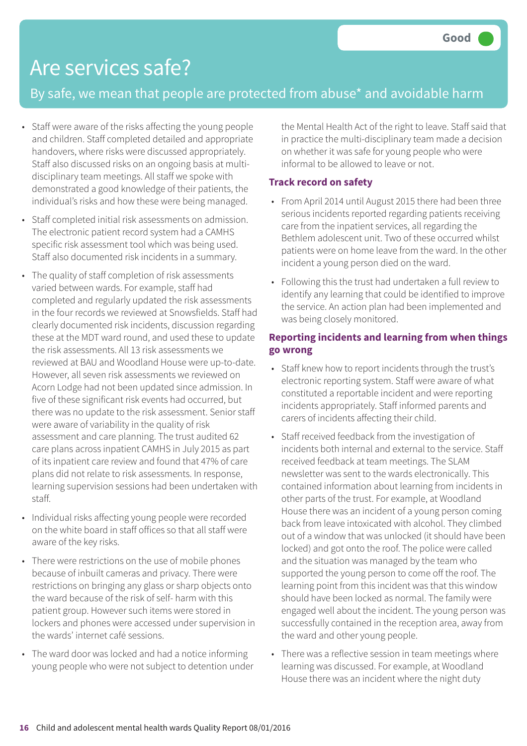Good

# Are services safe?

## By safe, we mean that people are protected from abuse* and avoidable harm

- Staff were aware of the risks affecting the young people and children. Staff completed detailed and appropriate handovers, where risks were discussed appropriately. Staff also discussed risks on an ongoing basis at multi-disciplinary team meetings. All staff we spoke with demonstrated a good knowledge of their patients, the individual's risks and how these were being managed.
- Staff completed initial risk assessments on admission. The electronic patient record system had a CAMHS specific risk assessment tool which was being used. Staff also documented risk incidents in a summary.
- The quality of staff completion of risk assessments varied between wards. For example, staff had completed and regularly updated the risk assessments in the four records we reviewed at Snowsfields. Staff had clearly documented risk incidents, discussion regarding these at the MDT ward round, and used these to update the risk assessments. All 13 risk assessments we reviewed at BAU and Woodland House were up-to-date. However, all seven risk assessments we reviewed on Acorn Lodge had not been updated since admission. In five of these significant risk events had occurred, but there was no update to the risk assessment. Senior staff were aware of variability in the quality of risk assessment and care planning. The trust audited 62 care plans across inpatient CAMHS in July 2015 as part of its inpatient care review and found that 47% of care plans did not relate to risk assessments. In response, learning supervision sessions had been undertaken with staff.
- Individual risks affecting young people were recorded on the white board in staff offices so that all staff were aware of the key risks.
- There were restrictions on the use of mobile phones because of inbuilt cameras and privacy. There were restrictions on bringing any glass or sharp objects onto the ward because of the risk of self- harm with this patient group. However such items were stored in lockers and phones were accessed under supervision in the wards' internet café sessions.
- The ward door was locked and had a notice informing young people who were not subject to detention under the Mental Health Act of the right to leave. Staff said that in practice the multi-disciplinary team made a decision on whether it was safe for young people who were informal to be allowed to leave or not.

### Track record on safety

- From April 2014 until August 2015 there had been three serious incidents reported regarding patients receiving care from the inpatient services, all regarding the Bethlem adolescent unit. Two of these occurred whilst patients were on home leave from the ward. In the other incident a young person died on the ward.
- Following this the trust had undertaken a full review to identify any learning that could be identified to improve the service. An action plan had been implemented and was being closely monitored.

### Reporting incidents and learning from when things go wrong

- Staff knew how to report incidents through the trust's electronic reporting system. Staff were aware of what constituted a reportable incident and were reporting incidents appropriately. Staff informed parents and carers of incidents affecting their child.
- Staff received feedback from the investigation of incidents both internal and external to the service. Staff received feedback at team meetings. The SLAM newsletter was sent to the wards electronically. This contained information about learning from incidents in other parts of the trust. For example, at Woodland House there was an incident of a young person coming back from leave intoxicated with alcohol. They climbed out of a window that was unlocked (it should have been locked) and got onto the roof. The police were called and the situation was managed by the team who supported the young person to come off the roof. The learning point from this incident was that this window should have been locked as normal. The family were engaged well about the incident. The young person was successfully contained in the reception area, away from the ward and other young people.
- There was a reflective session in team meetings where learning was discussed. For example, at Woodland House there was an incident where the night duty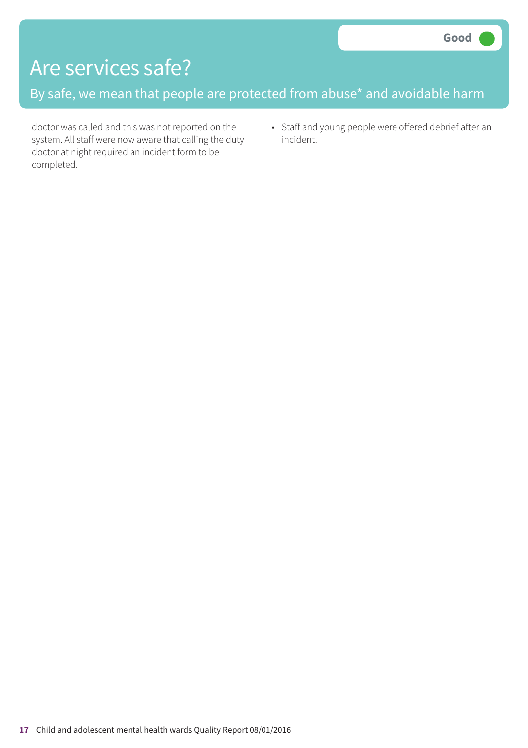Good

# Are services safe?

By safe, we mean that people are protected from abuse* and avoidable harm

doctor was called and this was not reported on the system. All staff were now aware that calling the duty doctor at night required an incident form to be completed.

- Staff and young people were offered debrief after an incident.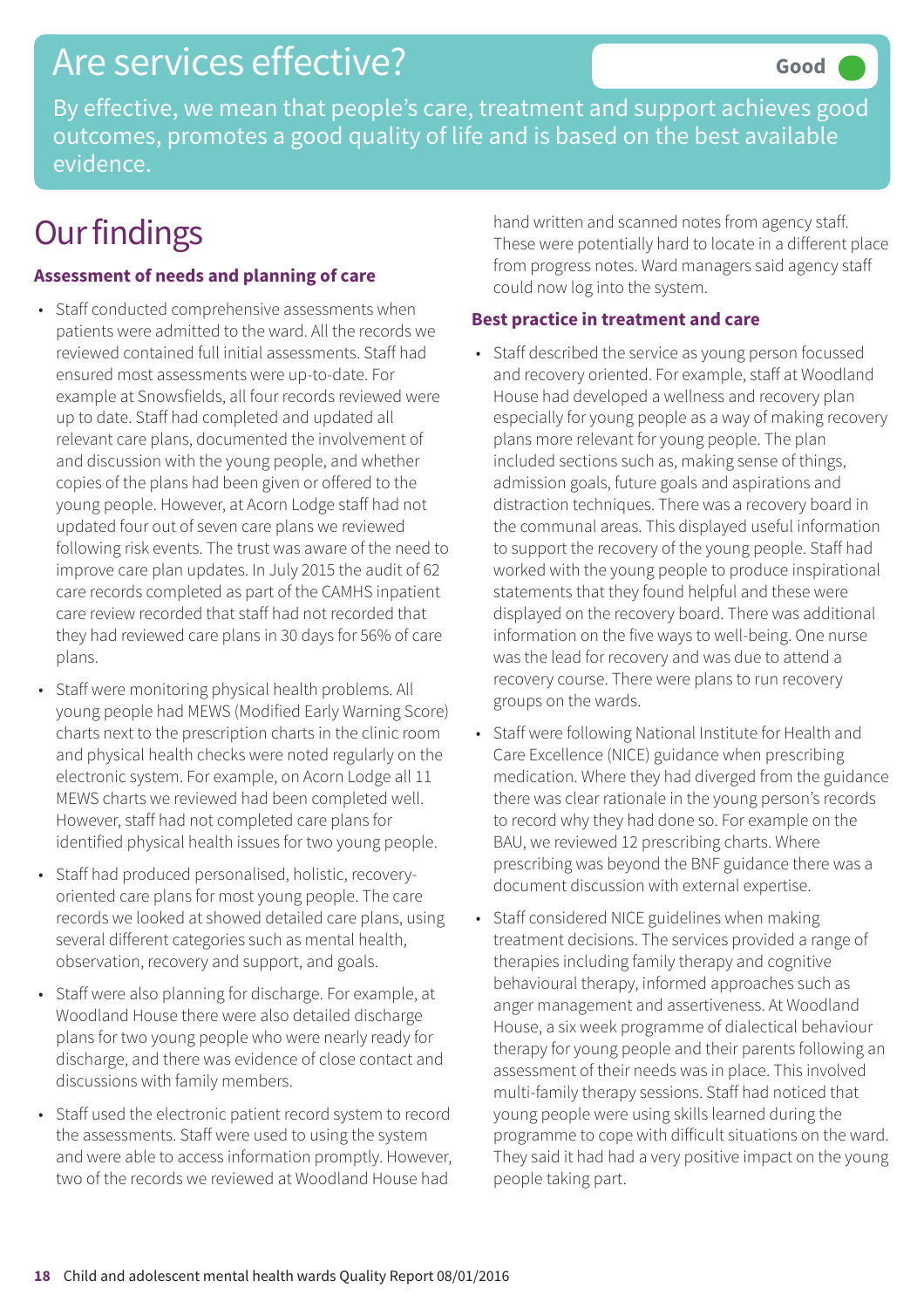# Are services effective?

**Good**

By effective, we mean that people's care, treatment and support achieves good outcomes, promotes a good quality of life and is based on the best available evidence.

# Our findings

### Assessment of needs and planning of care

- Staff conducted comprehensive assessments when patients were admitted to the ward. All the records we reviewed contained full initial assessments. Staff had ensured most assessments were up-to-date. For example at Snowsfields, all four records reviewed were up to date. Staff had completed and updated all relevant care plans, documented the involvement of and discussion with the young people, and whether copies of the plans had been given or offered to the young people. However, at Acorn Lodge staff had not updated four out of seven care plans we reviewed following risk events. The trust was aware of the need to improve care plan updates. In July 2015 the audit of 62 care records completed as part of the CAMHS inpatient care review recorded that staff had not recorded that they had reviewed care plans in 30 days for 56% of care plans.
- Staff were monitoring physical health problems. All young people had MEWS (Modified Early Warning Score) charts next to the prescription charts in the clinic room and physical health checks were noted regularly on the electronic system. For example, on Acorn Lodge all 11 MEWS charts we reviewed had been completed well. However, staff had not completed care plans for identified physical health issues for two young people.
- Staff had produced personalised, holistic, recovery-oriented care plans for most young people. The care records we looked at showed detailed care plans, using several different categories such as mental health, observation, recovery and support, and goals.
- Staff were also planning for discharge. For example, at Woodland House there were also detailed discharge plans for two young people who were nearly ready for discharge, and there was evidence of close contact and discussions with family members.
- Staff used the electronic patient record system to record the assessments. Staff were used to using the system and were able to access information promptly. However, two of the records we reviewed at Woodland House had hand written and scanned notes from agency staff. These were potentially hard to locate in a different place from progress notes. Ward managers said agency staff could now log into the system.

### Best practice in treatment and care

- Staff described the service as young person focussed and recovery oriented. For example, staff at Woodland House had developed a wellness and recovery plan especially for young people as a way of making recovery plans more relevant for young people. The plan included sections such as, making sense of things, admission goals, future goals and aspirations and distraction techniques. There was a recovery board in the communal areas. This displayed useful information to support the recovery of the young people. Staff had worked with the young people to produce inspirational statements that they found helpful and these were displayed on the recovery board. There was additional information on the five ways to well-being. One nurse was the lead for recovery and was due to attend a recovery course. There were plans to run recovery groups on the wards.
- Staff were following National Institute for Health and Care Excellence (NICE) guidance when prescribing medication. Where they had diverged from the guidance there was clear rationale in the young person's records to record why they had done so. For example on the BAU, we reviewed 12 prescribing charts. Where prescribing was beyond the BNF guidance there was a document discussion with external expertise.
- Staff considered NICE guidelines when making treatment decisions. The services provided a range of therapies including family therapy and cognitive behavioural therapy, informed approaches such as anger management and assertiveness. At Woodland House, a six week programme of dialectical behaviour therapy for young people and their parents following an assessment of their needs was in place. This involved multi-family therapy sessions. Staff had noticed that young people were using skills learned during the programme to cope with difficult situations on the ward. They said it had had a very positive impact on the young people taking part.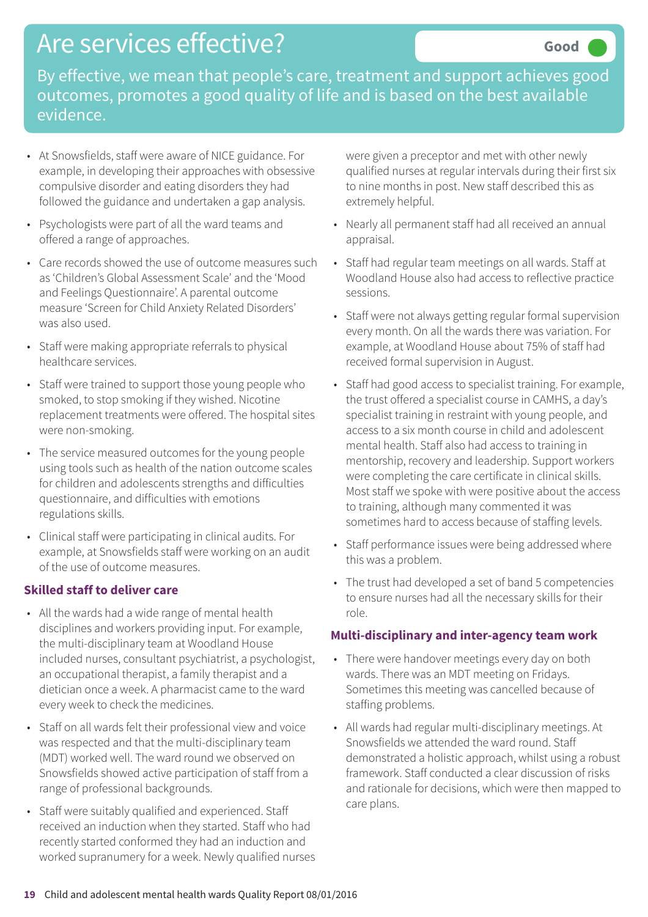# Are services effective?

**Good**

By effective, we mean that people's care, treatment and support achieves good outcomes, promotes a good quality of life and is based on the best available evidence.

- At Snowsfields, staff were aware of NICE guidance. For example, in developing their approaches with obsessive compulsive disorder and eating disorders they had followed the guidance and undertaken a gap analysis.
- Psychologists were part of all the ward teams and offered a range of approaches.
- Care records showed the use of outcome measures such as 'Children's Global Assessment Scale' and the 'Mood and Feelings Questionnaire'. A parental outcome measure 'Screen for Child Anxiety Related Disorders' was also used.
- Staff were making appropriate referrals to physical healthcare services.
- Staff were trained to support those young people who smoked, to stop smoking if they wished. Nicotine replacement treatments were offered. The hospital sites were non-smoking.
- The service measured outcomes for the young people using tools such as health of the nation outcome scales for children and adolescents strengths and difficulties questionnaire, and difficulties with emotions regulations skills.
- Clinical staff were participating in clinical audits. For example, at Snowsfields staff were working on an audit of the use of outcome measures.

### Skilled staff to deliver care

- All the wards had a wide range of mental health disciplines and workers providing input. For example, the multi-disciplinary team at Woodland House included nurses, consultant psychiatrist, a psychologist, an occupational therapist, a family therapist and a dietician once a week. A pharmacist came to the ward every week to check the medicines.
- Staff on all wards felt their professional view and voice was respected and that the multi-disciplinary team (MDT) worked well. The ward round we observed on Snowsfields showed active participation of staff from a range of professional backgrounds.
- Staff were suitably qualified and experienced. Staff received an induction when they started. Staff who had recently started conformed they had an induction and worked supranumery for a week. Newly qualified nurses were given a preceptor and met with other newly qualified nurses at regular intervals during their first six to nine months in post. New staff described this as extremely helpful.
- Nearly all permanent staff had all received an annual appraisal.
- Staff had regular team meetings on all wards. Staff at Woodland House also had access to reflective practice sessions.
- Staff were not always getting regular formal supervision every month. On all the wards there was variation. For example, at Woodland House about 75% of staff had received formal supervision in August.
- Staff had good access to specialist training. For example, the trust offered a specialist course in CAMHS, a day's specialist training in restraint with young people, and access to a six month course in child and adolescent mental health. Staff also had access to training in mentorship, recovery and leadership. Support workers were completing the care certificate in clinical skills. Most staff we spoke with were positive about the access to training, although many commented it was sometimes hard to access because of staffing levels.
- Staff performance issues were being addressed where this was a problem.
- The trust had developed a set of band 5 competencies to ensure nurses had all the necessary skills for their role.

### Multi-disciplinary and inter-agency team work

- There were handover meetings every day on both wards. There was an MDT meeting on Fridays. Sometimes this meeting was cancelled because of staffing problems.
- All wards had regular multi-disciplinary meetings. At Snowsfields we attended the ward round. Staff demonstrated a holistic approach, whilst using a robust framework. Staff conducted a clear discussion of risks and rationale for decisions, which were then mapped to care plans.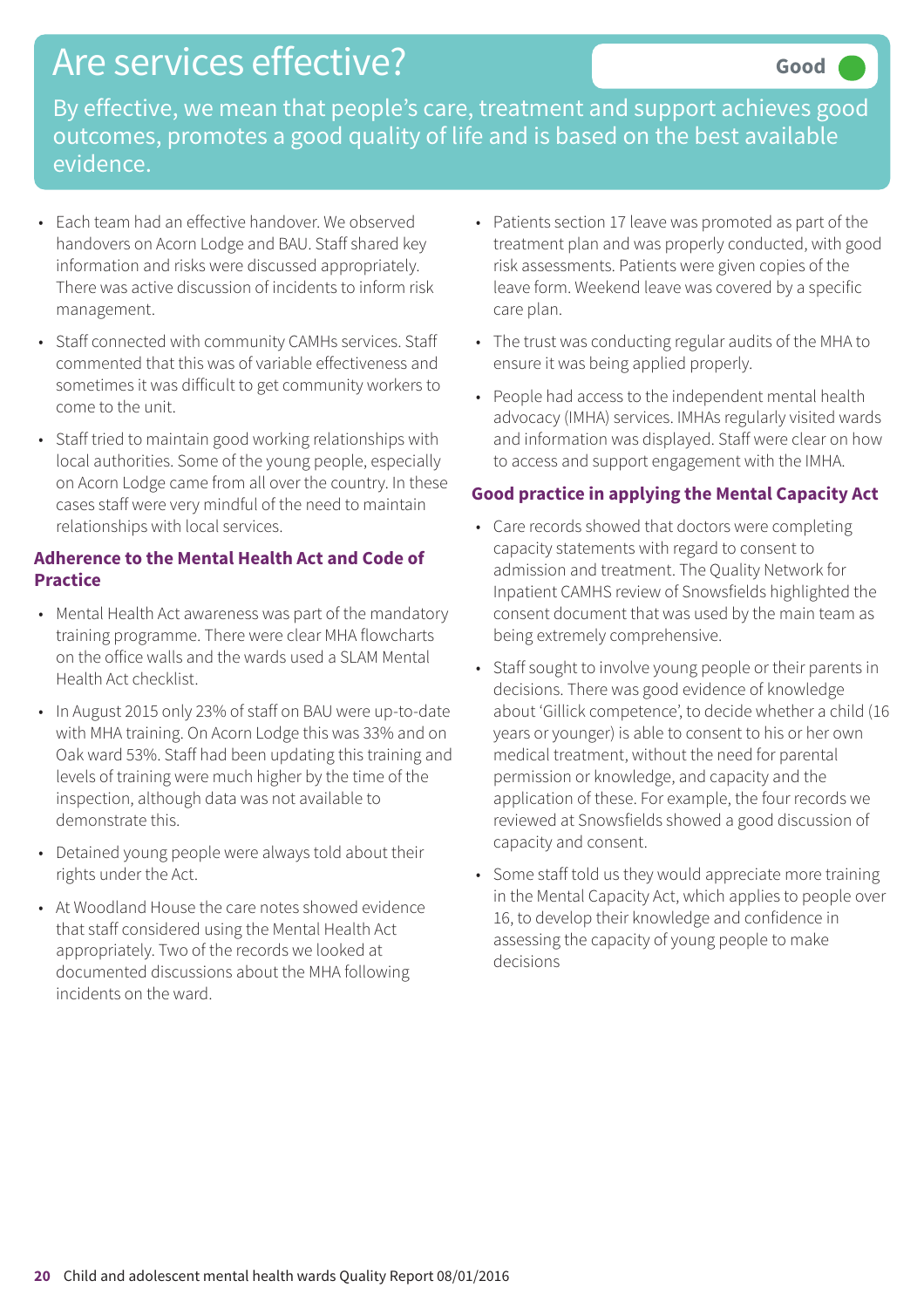# Are services effective?

**Good**

By effective, we mean that people's care, treatment and support achieves good outcomes, promotes a good quality of life and is based on the best available evidence.

- Each team had an effective handover. We observed handovers on Acorn Lodge and BAU. Staff shared key information and risks were discussed appropriately. There was active discussion of incidents to inform risk management.
- Staff connected with community CAMHs services. Staff commented that this was of variable effectiveness and sometimes it was difficult to get community workers to come to the unit.
- Staff tried to maintain good working relationships with local authorities. Some of the young people, especially on Acorn Lodge came from all over the country. In these cases staff were very mindful of the need to maintain relationships with local services.

### Adherence to the Mental Health Act and Code of Practice

- Mental Health Act awareness was part of the mandatory training programme. There were clear MHA flowcharts on the office walls and the wards used a SLAM Mental Health Act checklist.
- In August 2015 only 23% of staff on BAU were up-to-date with MHA training. On Acorn Lodge this was 33% and on Oak ward 53%. Staff had been updating this training and levels of training were much higher by the time of the inspection, although data was not available to demonstrate this.
- Detained young people were always told about their rights under the Act.
- At Woodland House the care notes showed evidence that staff considered using the Mental Health Act appropriately. Two of the records we looked at documented discussions about the MHA following incidents on the ward.
- Patients section 17 leave was promoted as part of the treatment plan and was properly conducted, with good risk assessments. Patients were given copies of the leave form. Weekend leave was covered by a specific care plan.
- The trust was conducting regular audits of the MHA to ensure it was being applied properly.
- People had access to the independent mental health advocacy (IMHA) services. IMHAs regularly visited wards and information was displayed. Staff were clear on how to access and support engagement with the IMHA.

### Good practice in applying the Mental Capacity Act

- Care records showed that doctors were completing capacity statements with regard to consent to admission and treatment. The Quality Network for Inpatient CAMHS review of Snowsfields highlighted the consent document that was used by the main team as being extremely comprehensive.
- Staff sought to involve young people or their parents in decisions. There was good evidence of knowledge about 'Gillick competence', to decide whether a child (16 years or younger) is able to consent to his or her own medical treatment, without the need for parental permission or knowledge, and capacity and the application of these. For example, the four records we reviewed at Snowsfields showed a good discussion of capacity and consent.
- Some staff told us they would appreciate more training in the Mental Capacity Act, which applies to people over 16, to develop their knowledge and confidence in assessing the capacity of young people to make decisions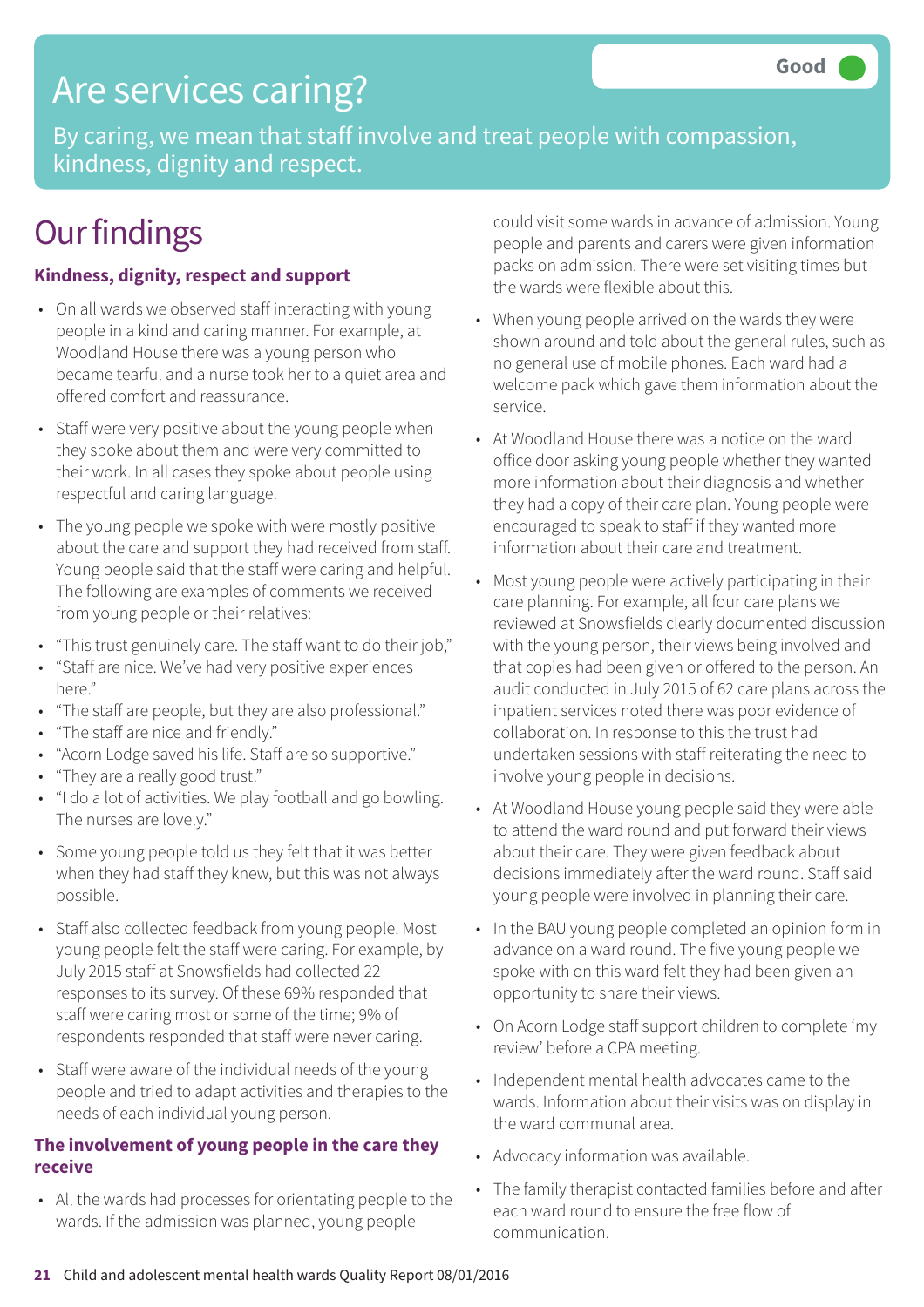# Are services caring?

**Good**

By caring, we mean that staff involve and treat people with compassion, kindness, dignity and respect.

## Our findings

### Kindness, dignity, respect and support

- On all wards we observed staff interacting with young people in a kind and caring manner. For example, at Woodland House there was a young person who became tearful and a nurse took her to a quiet area and offered comfort and reassurance.
- Staff were very positive about the young people when they spoke about them and were very committed to their work. In all cases they spoke about people using respectful and caring language.
- The young people we spoke with were mostly positive about the care and support they had received from staff. Young people said that the staff were caring and helpful. The following are examples of comments we received from young people or their relatives:
- "This trust genuinely care. The staff want to do their job,"
- "Staff are nice. We've had very positive experiences here."
- "The staff are people, but they are also professional."
- "The staff are nice and friendly."
- "Acorn Lodge saved his life. Staff are so supportive."
- "They are a really good trust."
- "I do a lot of activities. We play football and go bowling. The nurses are lovely."
- Some young people told us they felt that it was better when they had staff they knew, but this was not always possible.
- Staff also collected feedback from young people. Most young people felt the staff were caring. For example, by July 2015 staff at Snowsfields had collected 22 responses to its survey. Of these 69% responded that staff were caring most or some of the time; 9% of respondents responded that staff were never caring.
- Staff were aware of the individual needs of the young people and tried to adapt activities and therapies to the needs of each individual young person.

### The involvement of young people in the care they receive

- All the wards had processes for orientating people to the wards. If the admission was planned, young people could visit some wards in advance of admission. Young people and parents and carers were given information packs on admission. There were set visiting times but the wards were flexible about this.
- When young people arrived on the wards they were shown around and told about the general rules, such as no general use of mobile phones. Each ward had a welcome pack which gave them information about the service.
- At Woodland House there was a notice on the ward office door asking young people whether they wanted more information about their diagnosis and whether they had a copy of their care plan. Young people were encouraged to speak to staff if they wanted more information about their care and treatment.
- Most young people were actively participating in their care planning. For example, all four care plans we reviewed at Snowsfields clearly documented discussion with the young person, their views being involved and that copies had been given or offered to the person. An audit conducted in July 2015 of 62 care plans across the inpatient services noted there was poor evidence of collaboration. In response to this the trust had undertaken sessions with staff reiterating the need to involve young people in decisions.
- At Woodland House young people said they were able to attend the ward round and put forward their views about their care. They were given feedback about decisions immediately after the ward round. Staff said young people were involved in planning their care.
- In the BAU young people completed an opinion form in advance on a ward round. The five young people we spoke with on this ward felt they had been given an opportunity to share their views.
- On Acorn Lodge staff support children to complete 'my review' before a CPA meeting.
- Independent mental health advocates came to the wards. Information about their visits was on display in the ward communal area.
- Advocacy information was available.
- The family therapist contacted families before and after each ward round to ensure the free flow of communication.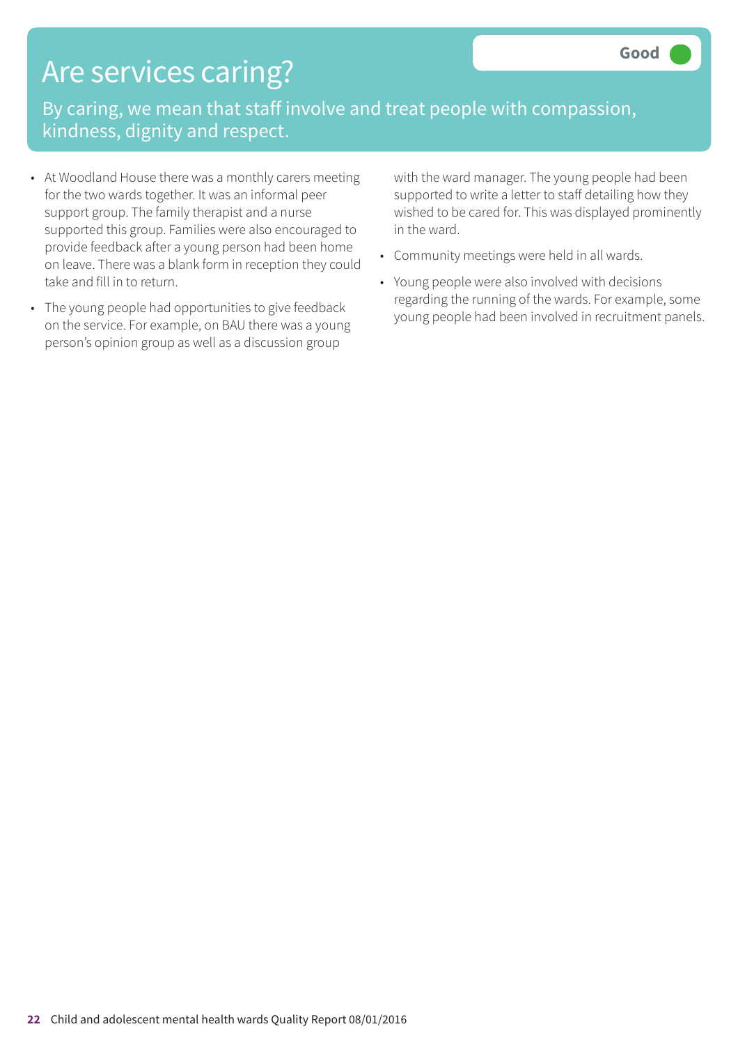# Are services caring?

**Good**

By caring, we mean that staff involve and treat people with compassion, kindness, dignity and respect.

- At Woodland House there was a monthly carers meeting for the two wards together. It was an informal peer support group. The family therapist and a nurse supported this group. Families were also encouraged to provide feedback after a young person had been home on leave. There was a blank form in reception they could take and fill in to return.
- The young people had opportunities to give feedback on the service. For example, on BAU there was a young person's opinion group as well as a discussion group with the ward manager. The young people had been supported to write a letter to staff detailing how they wished to be cared for. This was displayed prominently in the ward.
- Community meetings were held in all wards.
- Young people were also involved with decisions regarding the running of the wards. For example, some young people had been involved in recruitment panels.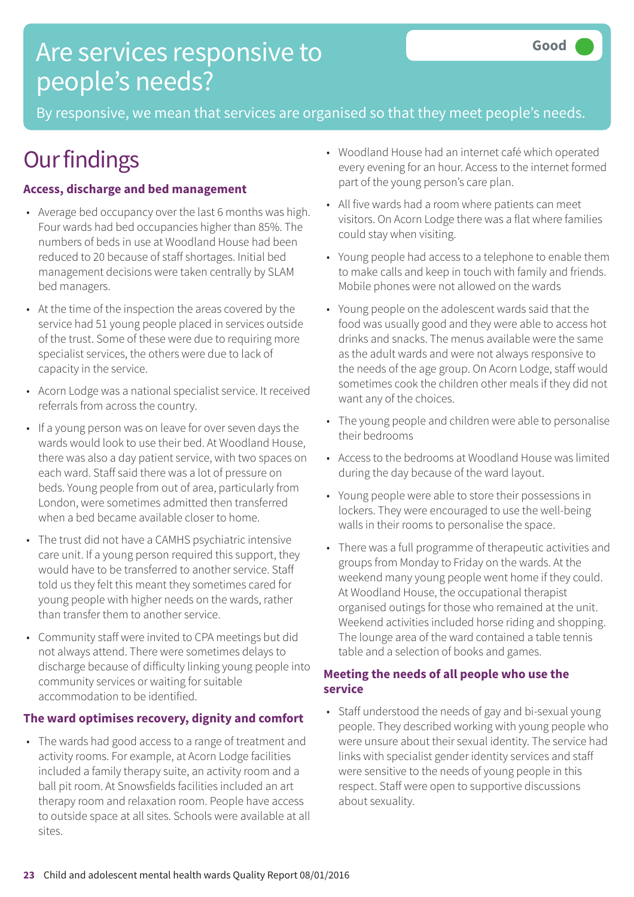# Are services responsive to people's needs?

**Good**

By responsive, we mean that services are organised so that they meet people's needs.

## Our findings

### Access, discharge and bed management

- Average bed occupancy over the last 6 months was high. Four wards had bed occupancies higher than 85%. The numbers of beds in use at Woodland House had been reduced to 20 because of staff shortages. Initial bed management decisions were taken centrally by SLAM bed managers.
- At the time of the inspection the areas covered by the service had 51 young people placed in services outside of the trust. Some of these were due to requiring more specialist services, the others were due to lack of capacity in the service.
- Acorn Lodge was a national specialist service. It received referrals from across the country.
- If a young person was on leave for over seven days the wards would look to use their bed. At Woodland House, there was also a day patient service, with two spaces on each ward. Staff said there was a lot of pressure on beds. Young people from out of area, particularly from London, were sometimes admitted then transferred when a bed became available closer to home.
- The trust did not have a CAMHS psychiatric intensive care unit. If a young person required this support, they would have to be transferred to another service. Staff told us they felt this meant they sometimes cared for young people with higher needs on the wards, rather than transfer them to another service.
- Community staff were invited to CPA meetings but did not always attend. There were sometimes delays to discharge because of difficulty linking young people into community services or waiting for suitable accommodation to be identified.

### The ward optimises recovery, dignity and comfort

- The wards had good access to a range of treatment and activity rooms. For example, at Acorn Lodge facilities included a family therapy suite, an activity room and a ball pit room. At Snowsfields facilities included an art therapy room and relaxation room. People have access to outside space at all sites. Schools were available at all sites.
- Woodland House had an internet café which operated every evening for an hour. Access to the internet formed part of the young person's care plan.
- All five wards had a room where patients can meet visitors. On Acorn Lodge there was a flat where families could stay when visiting.
- Young people had access to a telephone to enable them to make calls and keep in touch with family and friends. Mobile phones were not allowed on the wards
- Young people on the adolescent wards said that the food was usually good and they were able to access hot drinks and snacks. The menus available were the same as the adult wards and were not always responsive to the needs of the age group. On Acorn Lodge, staff would sometimes cook the children other meals if they did not want any of the choices.
- The young people and children were able to personalise their bedrooms
- Access to the bedrooms at Woodland House was limited during the day because of the ward layout.
- Young people were able to store their possessions in lockers. They were encouraged to use the well-being walls in their rooms to personalise the space.
- There was a full programme of therapeutic activities and groups from Monday to Friday on the wards. At the weekend many young people went home if they could. At Woodland House, the occupational therapist organised outings for those who remained at the unit. Weekend activities included horse riding and shopping. The lounge area of the ward contained a table tennis table and a selection of books and games.

### Meeting the needs of all people who use the service

- Staff understood the needs of gay and bi-sexual young people. They described working with young people who were unsure about their sexual identity. The service had links with specialist gender identity services and staff were sensitive to the needs of young people in this respect. Staff were open to supportive discussions about sexuality.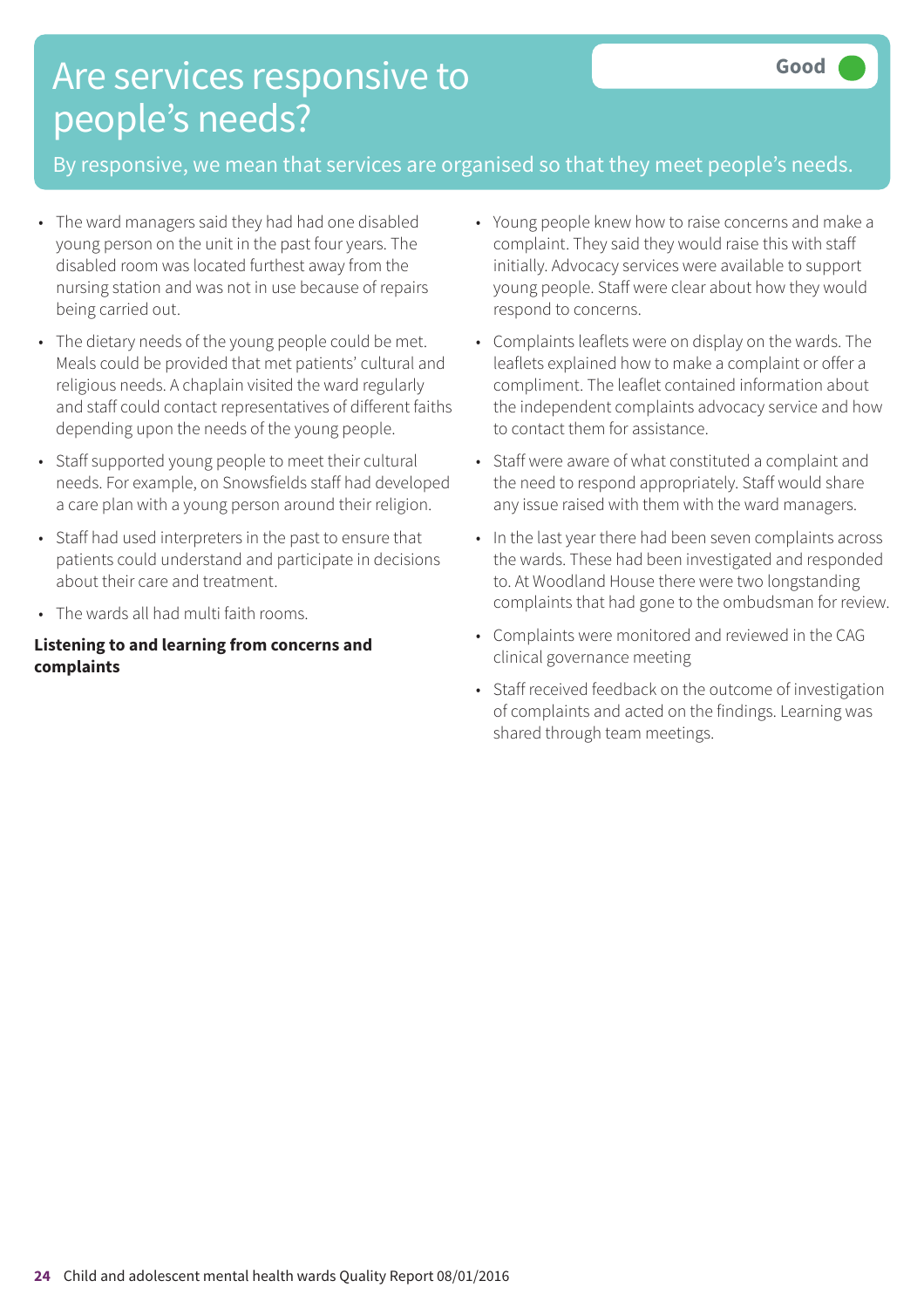# Are services responsive to people's needs?

**Good**

By responsive, we mean that services are organised so that they meet people's needs.

- The ward managers said they had had one disabled young person on the unit in the past four years. The disabled room was located furthest away from the nursing station and was not in use because of repairs being carried out.
- The dietary needs of the young people could be met. Meals could be provided that met patients' cultural and religious needs. A chaplain visited the ward regularly and staff could contact representatives of different faiths depending upon the needs of the young people.
- Staff supported young people to meet their cultural needs. For example, on Snowsfields staff had developed a care plan with a young person around their religion.
- Staff had used interpreters in the past to ensure that patients could understand and participate in decisions about their care and treatment.
- The wards all had multi faith rooms.

**Listening to and learning from concerns and complaints**

- Young people knew how to raise concerns and make a complaint. They said they would raise this with staff initially. Advocacy services were available to support young people. Staff were clear about how they would respond to concerns.
- Complaints leaflets were on display on the wards. The leaflets explained how to make a complaint or offer a compliment. The leaflet contained information about the independent complaints advocacy service and how to contact them for assistance.
- Staff were aware of what constituted a complaint and the need to respond appropriately. Staff would share any issue raised with them with the ward managers.
- In the last year there had been seven complaints across the wards. These had been investigated and responded to. At Woodland House there were two longstanding complaints that had gone to the ombudsman for review.
- Complaints were monitored and reviewed in the CAG clinical governance meeting
- Staff received feedback on the outcome of investigation of complaints and acted on the findings. Learning was shared through team meetings.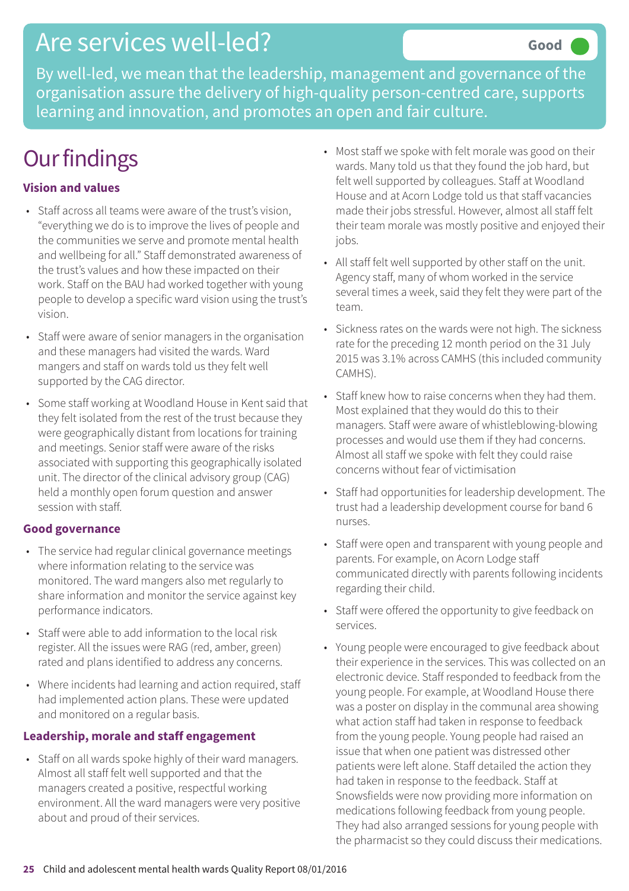# Are services well-led?

**Good**

By well-led, we mean that the leadership, management and governance of the organisation assure the delivery of high-quality person-centred care, supports learning and innovation, and promotes an open and fair culture.

# Our findings

### Vision and values

- Staff across all teams were aware of the trust's vision, "everything we do is to improve the lives of people and the communities we serve and promote mental health and wellbeing for all." Staff demonstrated awareness of the trust's values and how these impacted on their work. Staff on the BAU had worked together with young people to develop a specific ward vision using the trust's vision.
- Staff were aware of senior managers in the organisation and these managers had visited the wards. Ward mangers and staff on wards told us they felt well supported by the CAG director.
- Some staff working at Woodland House in Kent said that they felt isolated from the rest of the trust because they were geographically distant from locations for training and meetings. Senior staff were aware of the risks associated with supporting this geographically isolated unit. The director of the clinical advisory group (CAG) held a monthly open forum question and answer session with staff.

### Good governance

- The service had regular clinical governance meetings where information relating to the service was monitored. The ward mangers also met regularly to share information and monitor the service against key performance indicators.
- Staff were able to add information to the local risk register. All the issues were RAG (red, amber, green) rated and plans identified to address any concerns.
- Where incidents had learning and action required, staff had implemented action plans. These were updated and monitored on a regular basis.

### Leadership, morale and staff engagement

- Staff on all wards spoke highly of their ward managers. Almost all staff felt well supported and that the managers created a positive, respectful working environment. All the ward managers were very positive about and proud of their services.
- Most staff we spoke with felt morale was good on their wards. Many told us that they found the job hard, but felt well supported by colleagues. Staff at Woodland House and at Acorn Lodge told us that staff vacancies made their jobs stressful. However, almost all staff felt their team morale was mostly positive and enjoyed their jobs.
- All staff felt well supported by other staff on the unit. Agency staff, many of whom worked in the service several times a week, said they felt they were part of the team.
- Sickness rates on the wards were not high. The sickness rate for the preceding 12 month period on the 31 July 2015 was 3.1% across CAMHS (this included community CAMHS).
- Staff knew how to raise concerns when they had them. Most explained that they would do this to their managers. Staff were aware of whistleblowing-blowing processes and would use them if they had concerns. Almost all staff we spoke with felt they could raise concerns without fear of victimisation
- Staff had opportunities for leadership development. The trust had a leadership development course for band 6 nurses.
- Staff were open and transparent with young people and parents. For example, on Acorn Lodge staff communicated directly with parents following incidents regarding their child.
- Staff were offered the opportunity to give feedback on services.
- Young people were encouraged to give feedback about their experience in the services. This was collected on an electronic device. Staff responded to feedback from the young people. For example, at Woodland House there was a poster on display in the communal area showing what action staff had taken in response to feedback from the young people. Young people had raised an issue that when one patient was distressed other patients were left alone. Staff detailed the action they had taken in response to the feedback. Staff at Snowsfields were now providing more information on medications following feedback from young people. They had also arranged sessions for young people with the pharmacist so they could discuss their medications.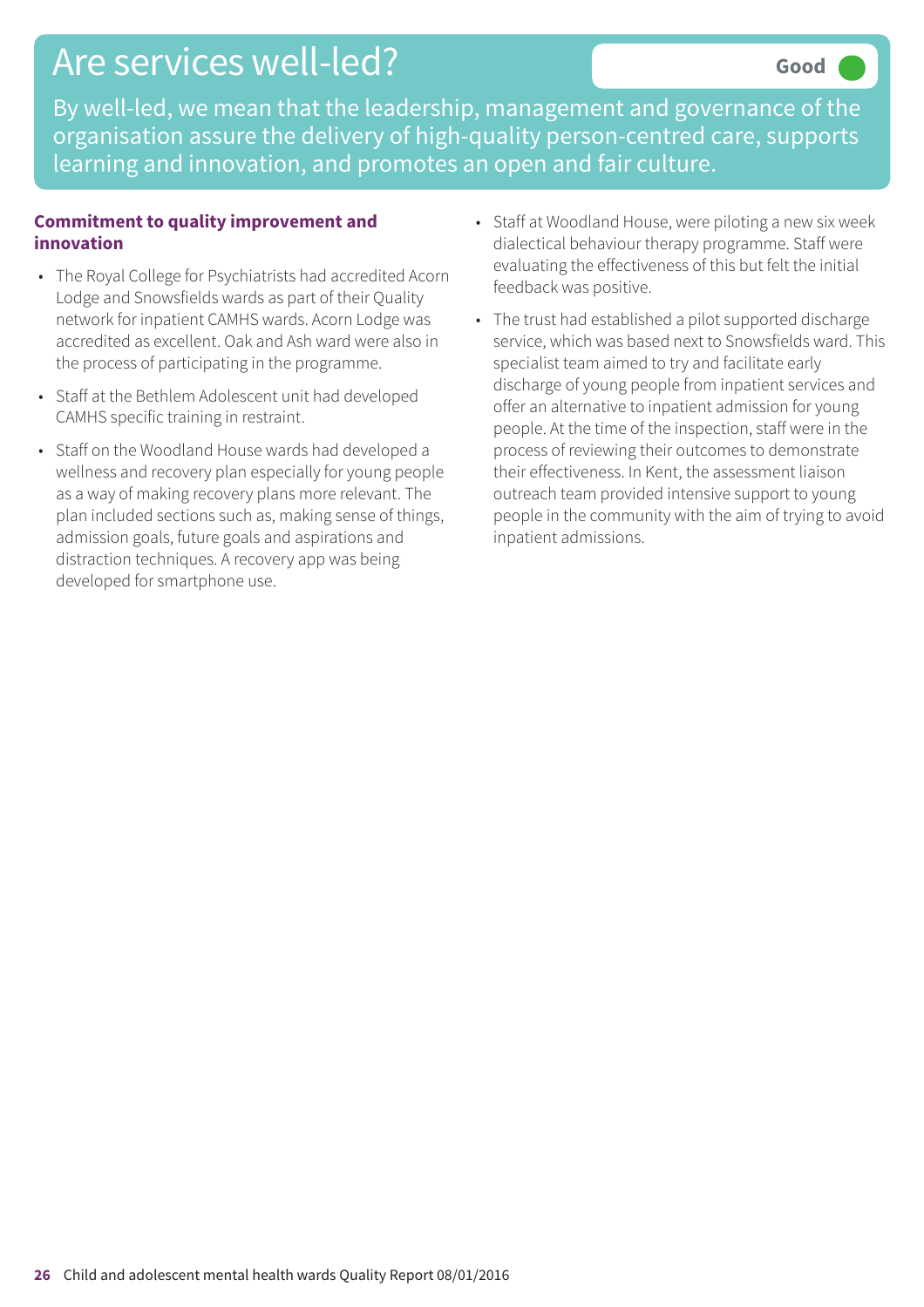# Are services well-led?

**Good**

By well-led, we mean that the leadership, management and governance of the organisation assure the delivery of high-quality person-centred care, supports learning and innovation, and promotes an open and fair culture.

**Commitment to quality improvement and innovation**

- The Royal College for Psychiatrists had accredited Acorn Lodge and Snowsfields wards as part of their Quality network for inpatient CAMHS wards. Acorn Lodge was accredited as excellent. Oak and Ash ward were also in the process of participating in the programme.
- Staff at the Bethlem Adolescent unit had developed CAMHS specific training in restraint.
- Staff on the Woodland House wards had developed a wellness and recovery plan especially for young people as a way of making recovery plans more relevant. The plan included sections such as, making sense of things, admission goals, future goals and aspirations and distraction techniques. A recovery app was being developed for smartphone use.
- Staff at Woodland House, were piloting a new six week dialectical behaviour therapy programme. Staff were evaluating the effectiveness of this but felt the initial feedback was positive.
- The trust had established a pilot supported discharge service, which was based next to Snowsfields ward. This specialist team aimed to try and facilitate early discharge of young people from inpatient services and offer an alternative to inpatient admission for young people. At the time of the inspection, staff were in the process of reviewing their outcomes to demonstrate their effectiveness. In Kent, the assessment liaison outreach team provided intensive support to young people in the community with the aim of trying to avoid inpatient admissions.